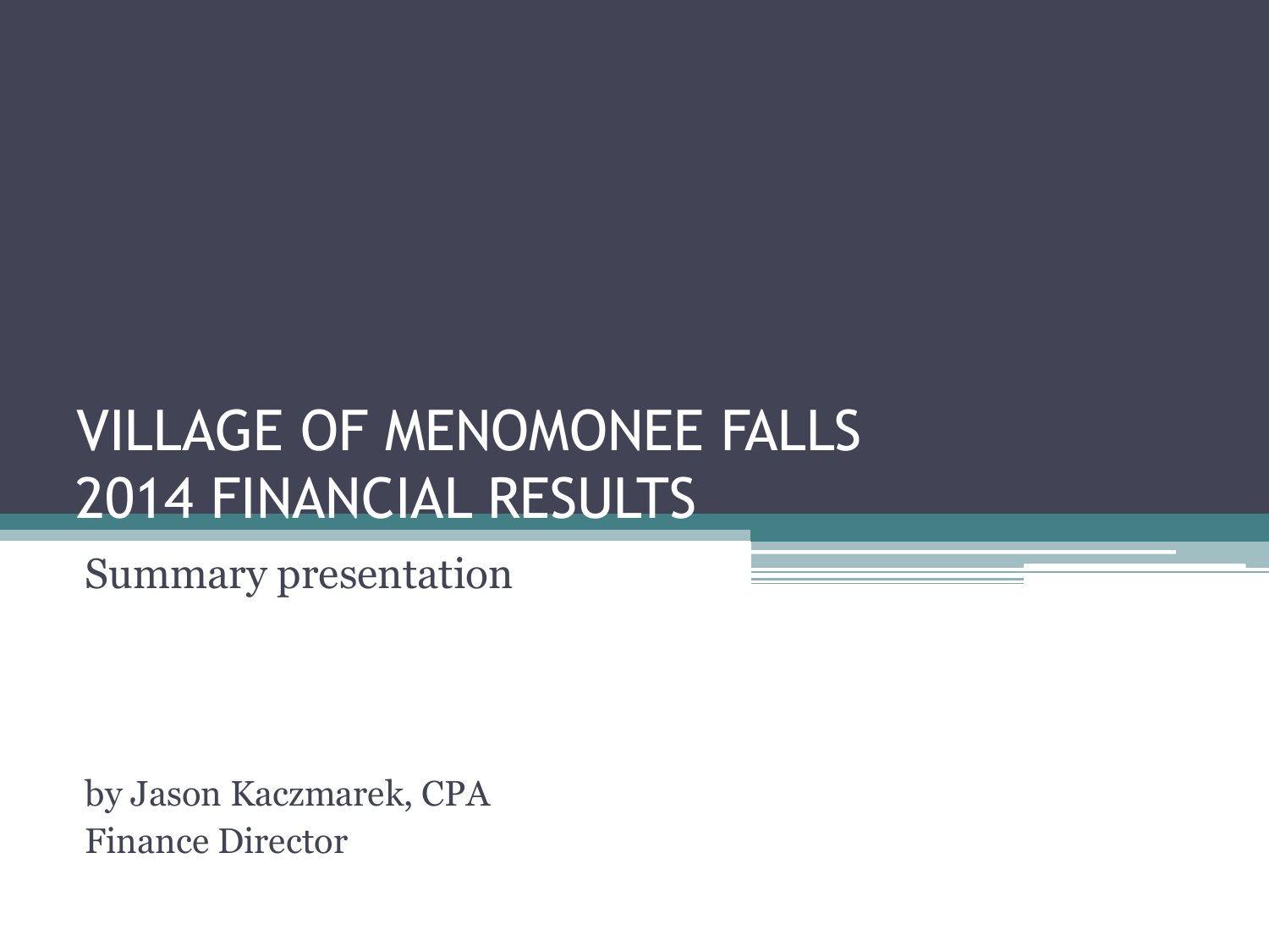# VILLAGE OF MENOMONEE FALLS 2014 FINANCIAL RESULTS

Summary presentation

by Jason Kaczmarek, CPA
Finance Director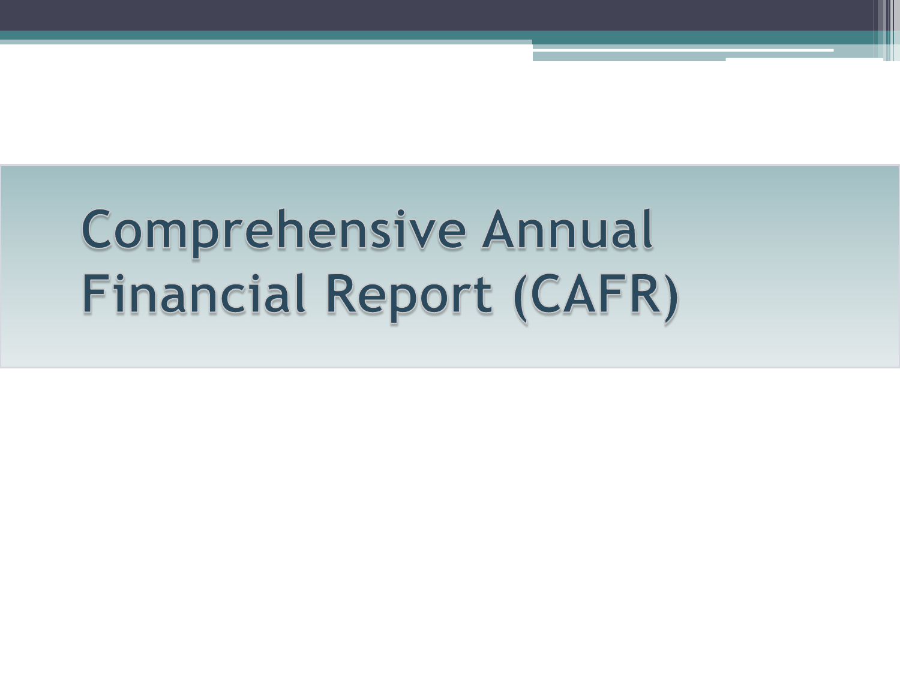# Comprehensive Annual Financial Report (CAFR)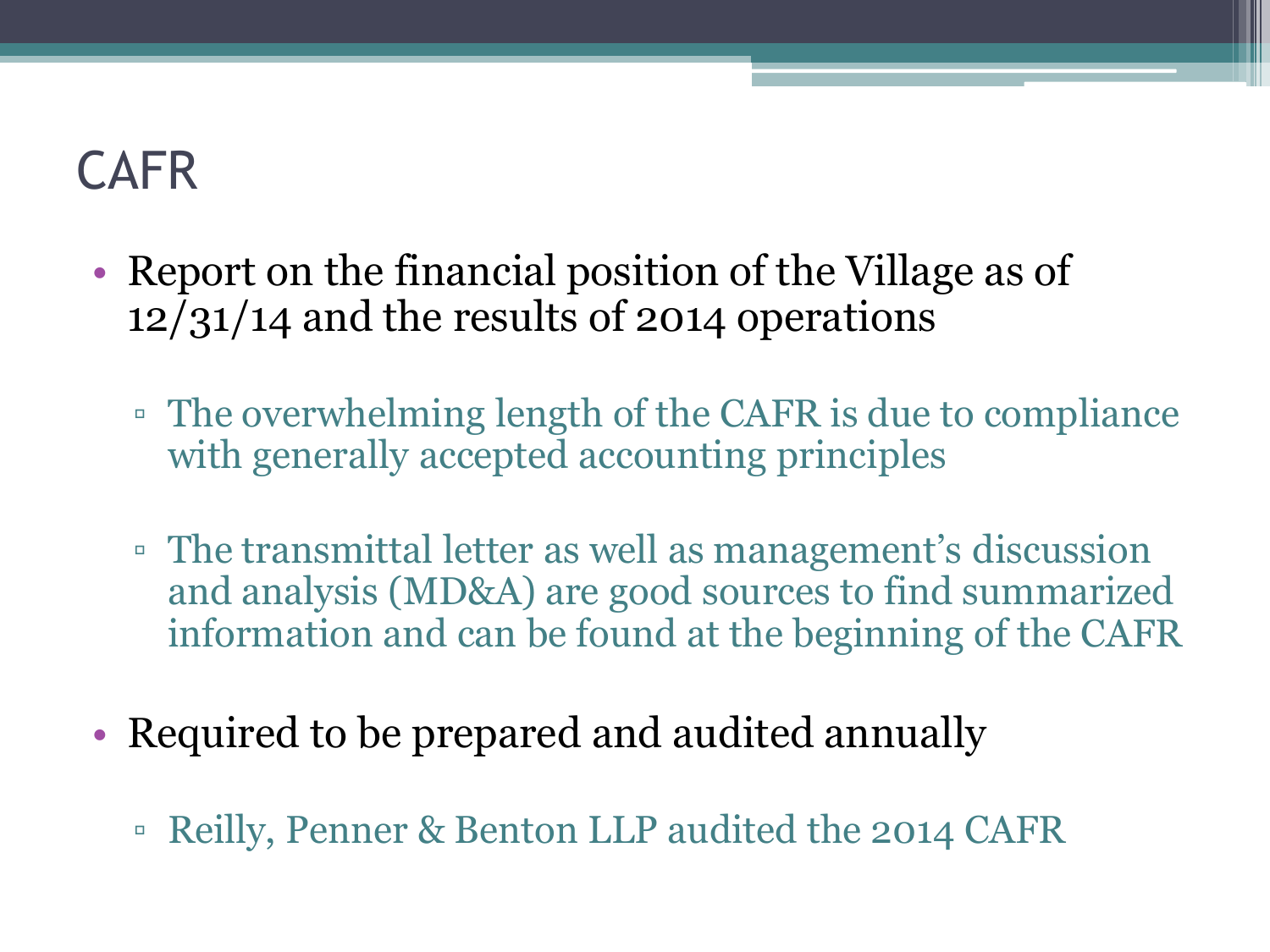# CAFR

- Report on the financial position of the Village as of 12/31/14 and the results of 2014 operations
  - The overwhelming length of the CAFR is due to compliance with generally accepted accounting principles
  - The transmittal letter as well as management's discussion and analysis (MD&A) are good sources to find summarized information and can be found at the beginning of the CAFR
- Required to be prepared and audited annually
  - Reilly, Penner & Benton LLP audited the 2014 CAFR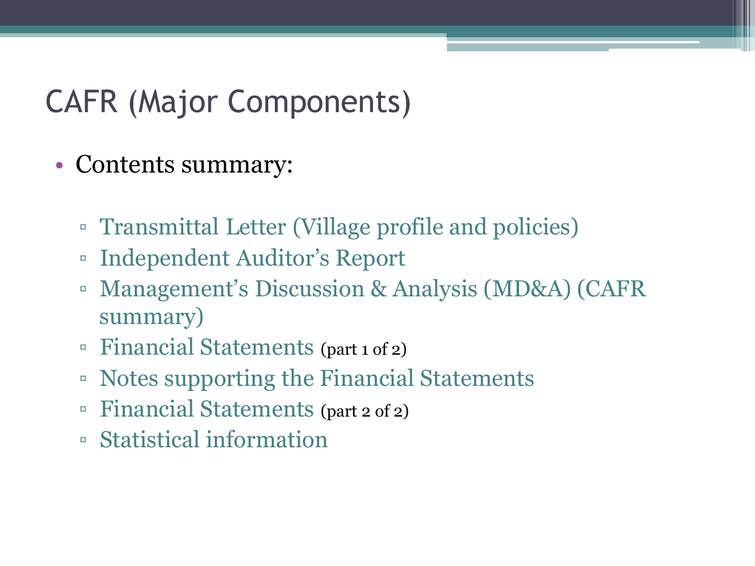# CAFR (Major Components)

- Contents summary:
  - Transmittal Letter (Village profile and policies)
  - Independent Auditor's Report
  - Management's Discussion & Analysis (MD&A) (CAFR summary)
  - Financial Statements (part 1 of 2)
  - Notes supporting the Financial Statements
  - Financial Statements (part 2 of 2)
  - Statistical information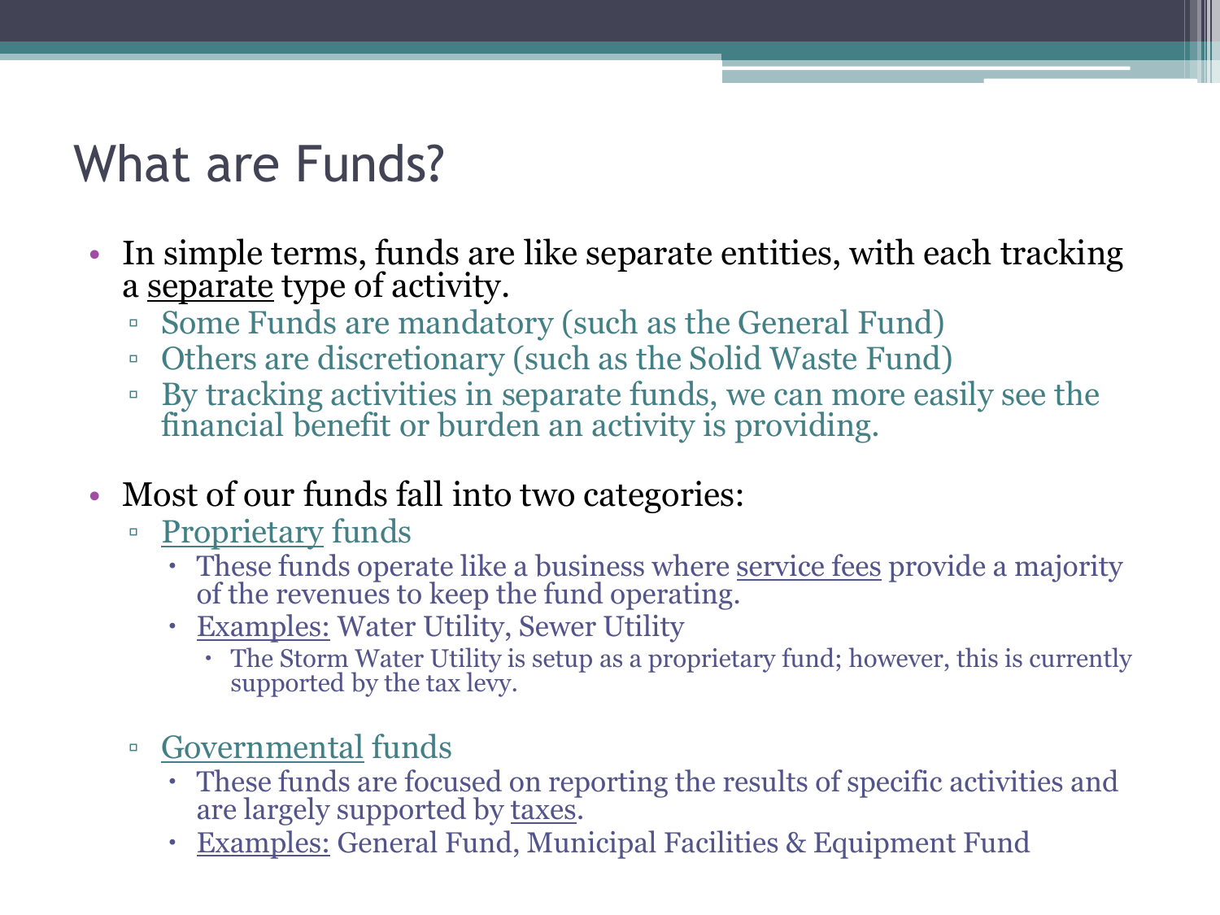# What are Funds?

- In simple terms, funds are like separate entities, with each tracking a separate type of activity.
  - Some Funds are mandatory (such as the General Fund)
  - Others are discretionary (such as the Solid Waste Fund)
  - By tracking activities in separate funds, we can more easily see the financial benefit or burden an activity is providing.

- Most of our funds fall into two categories:
  - Proprietary funds
    - These funds operate like a business where service fees provide a majority of the revenues to keep the fund operating.
    - Examples: Water Utility, Sewer Utility
      - The Storm Water Utility is setup as a proprietary fund; however, this is currently supported by the tax levy.
  - Governmental funds
    - These funds are focused on reporting the results of specific activities and are largely supported by taxes.
    - Examples: General Fund, Municipal Facilities & Equipment Fund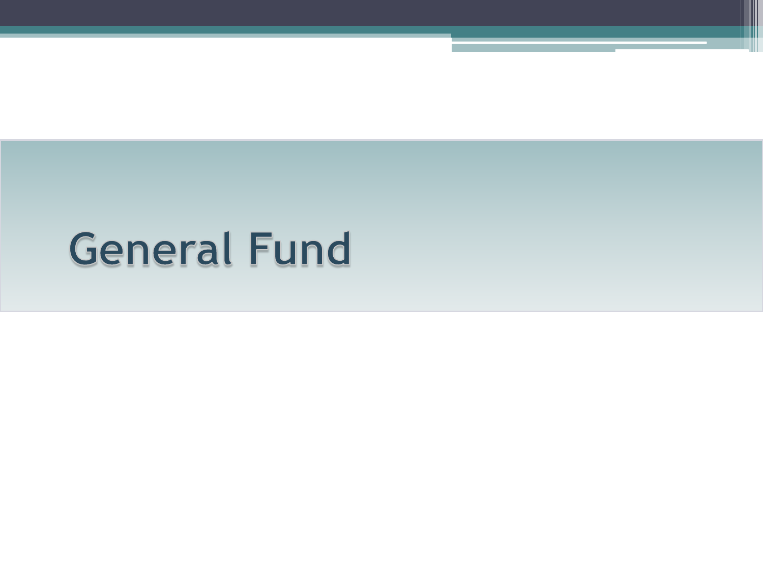# General Fund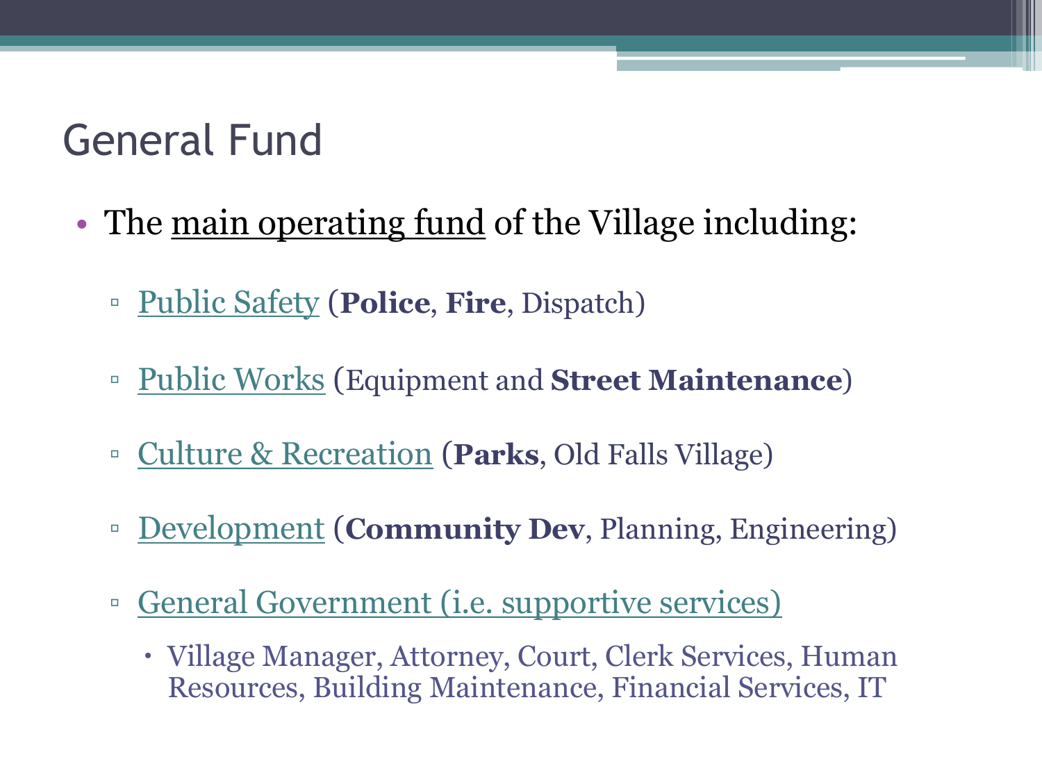# General Fund

- The main operating fund of the Village including:
  - Public Safety (**Police**, **Fire**, Dispatch)
  - Public Works (Equipment and **Street Maintenance**)
  - Culture & Recreation (**Parks**, Old Falls Village)
  - Development (**Community Dev**, Planning, Engineering)
  - General Government (i.e. supportive services)
    - Village Manager, Attorney, Court, Clerk Services, Human Resources, Building Maintenance, Financial Services, IT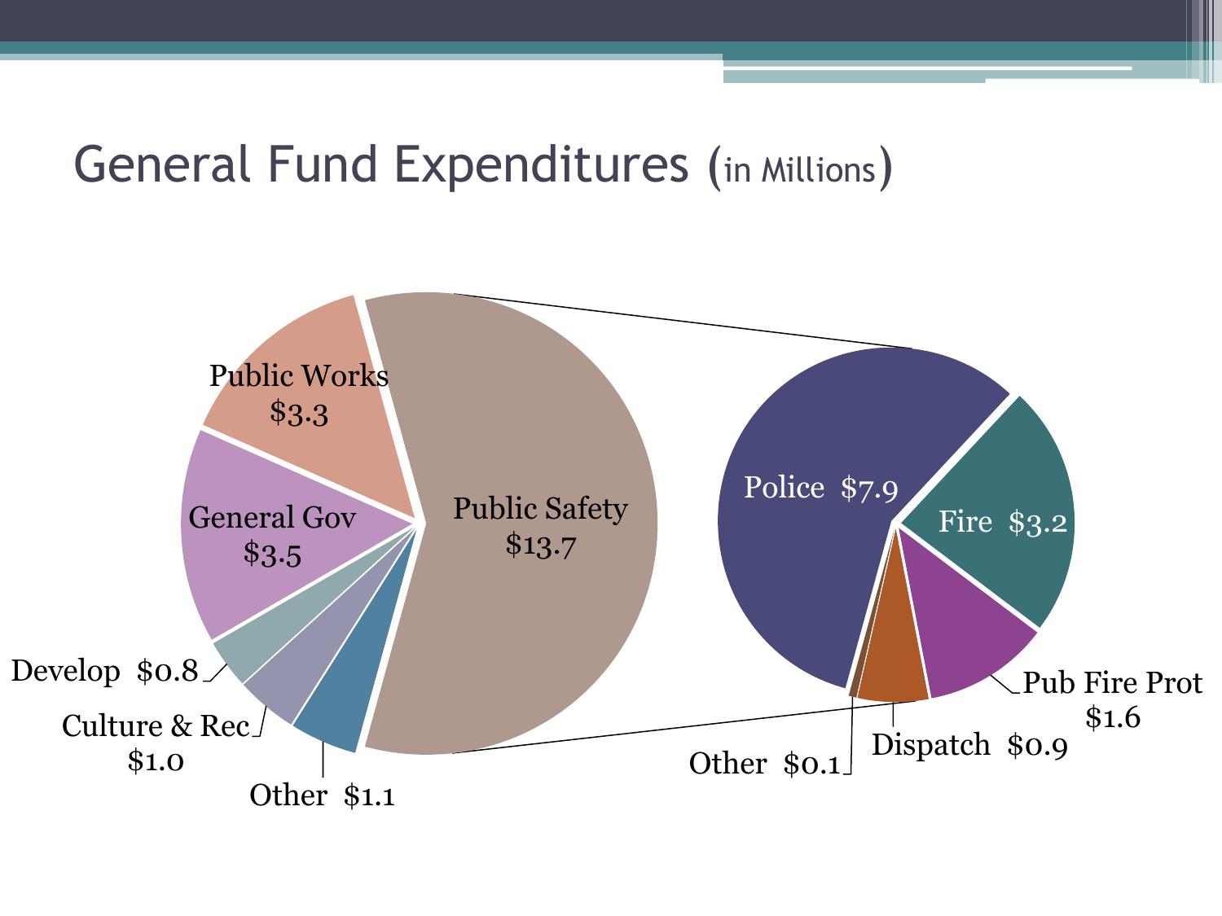# General Fund Expenditures (in Millions)

Public Works $3.3

General Gov $3.5

Public Safety $13.7

Develop $0.8

Culture & Rec $1.0

Other $1.1

Police $7.9

Fire $3.2

Pub Fire Prot $1.6

Dispatch $0.9

Other $0.1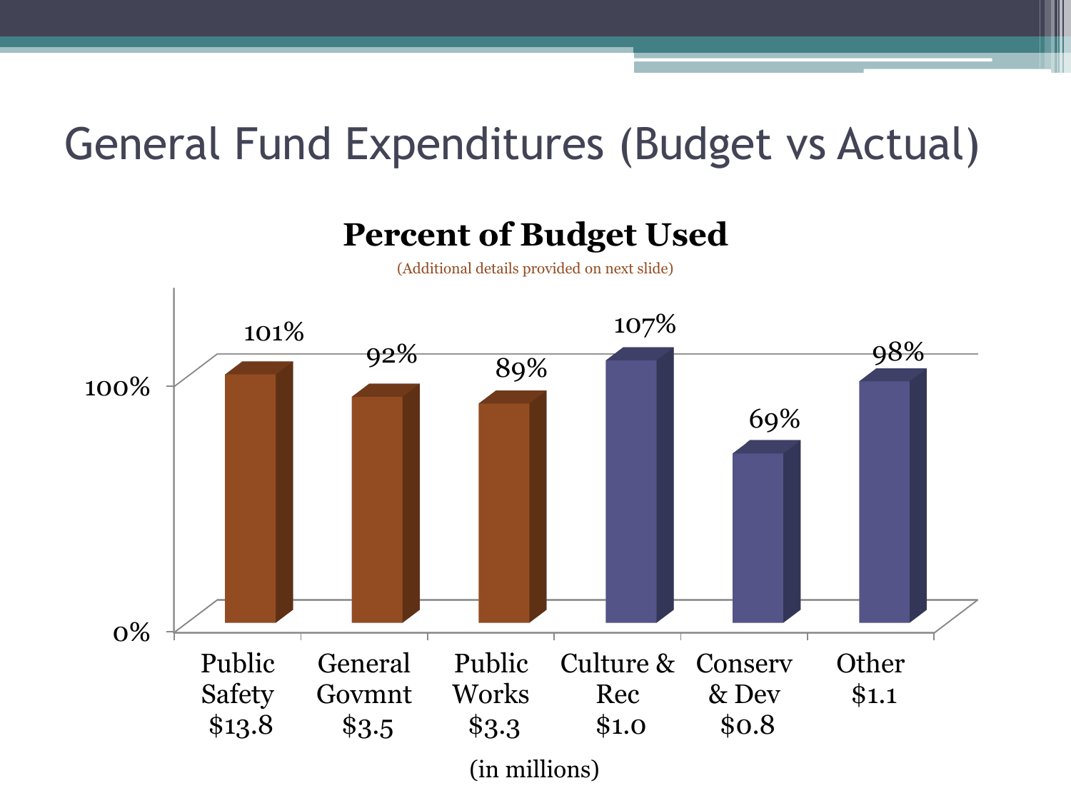# General Fund Expenditures (Budget vs Actual)

**Percent of Budget Used**

(Additional details provided on next slide)

| Category | Amount (in millions) | Percent of Budget Used |
|---|---|---|
| Public Safety | $13.8 | 101% |
| General Govmnt | $3.5 | 92% |
| Public Works | $3.3 | 89% |
| Culture & Rec | $1.0 | 107% |
| Conserv & Dev | $0.8 | 69% |
| Other | $1.1 | 98% |

(in millions)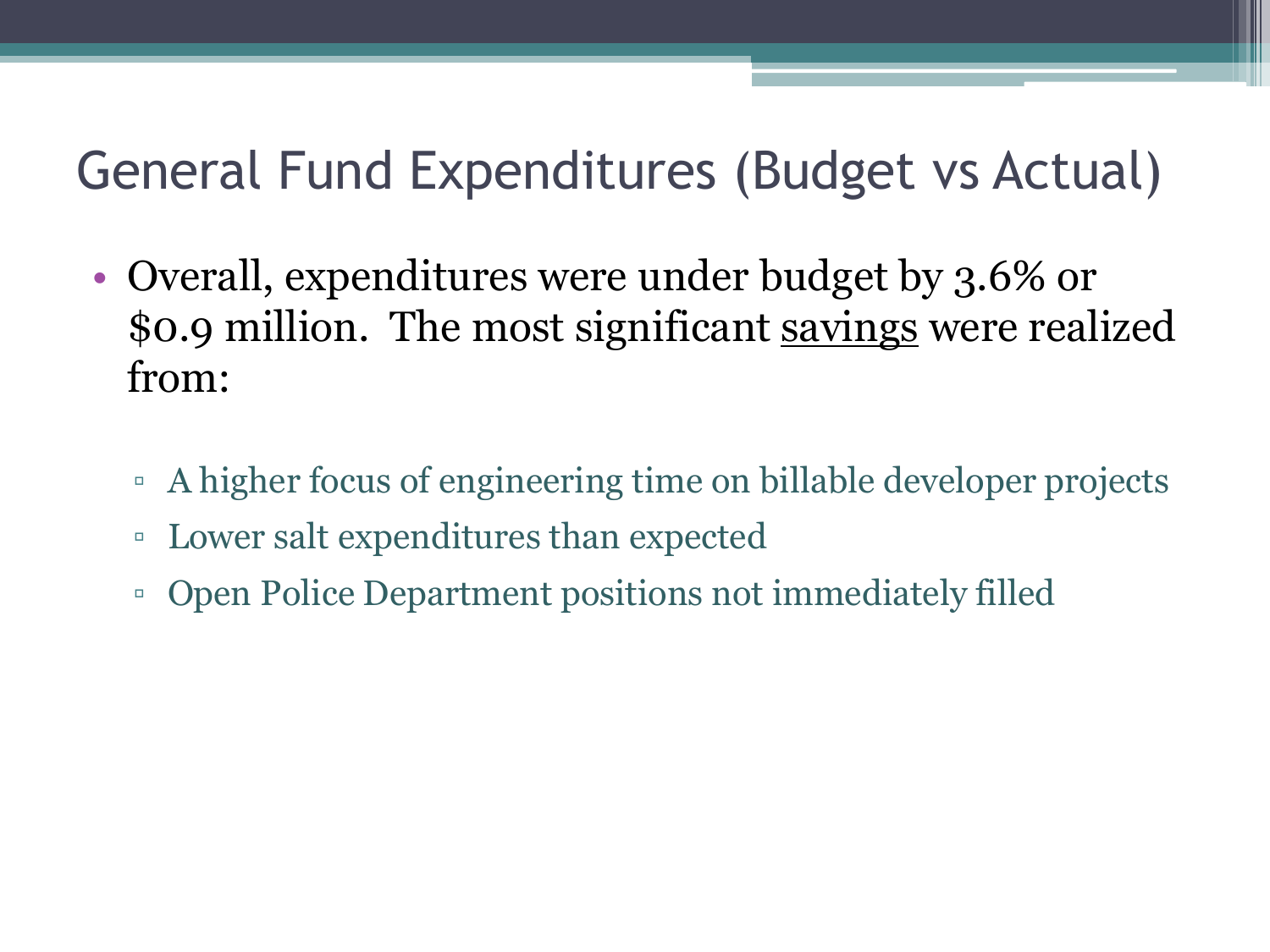# General Fund Expenditures (Budget vs Actual)

- Overall, expenditures were under budget by 3.6% or $0.9 million. The most significant <u>savings</u> were realized from:
  - A higher focus of engineering time on billable developer projects
  - Lower salt expenditures than expected
  - Open Police Department positions not immediately filled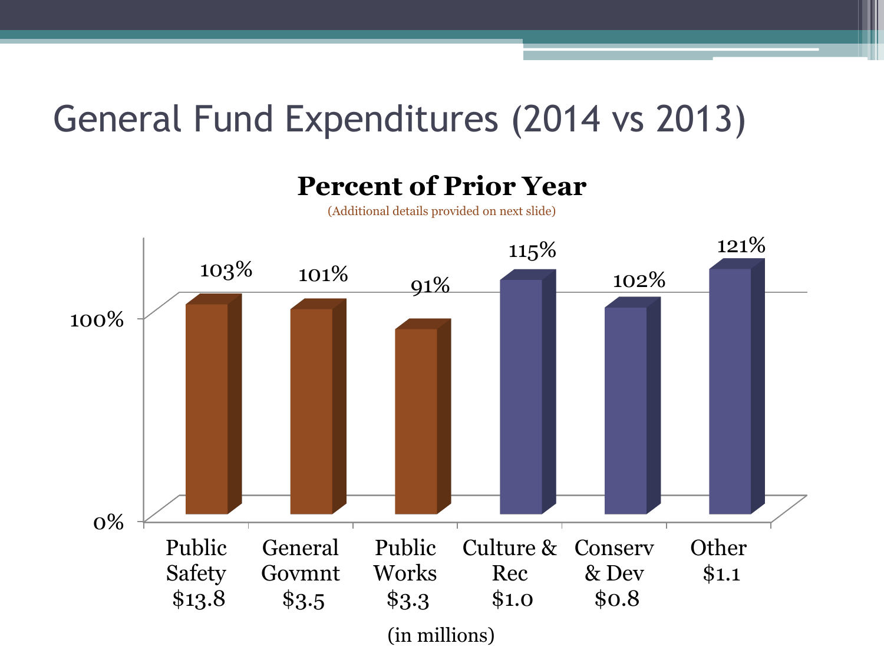# General Fund Expenditures (2014 vs 2013)

**Percent of Prior Year**

(Additional details provided on next slide)

| Category | Amount (in millions) | Percent of Prior Year |
|---|---|---|
| Public Safety | $13.8 | 103% |
| General Govmnt | $3.5 | 101% |
| Public Works | $3.3 | 91% |
| Culture & Rec | $1.0 | 115% |
| Conserv & Dev | $0.8 | 102% |
| Other | $1.1 | 121% |

(in millions)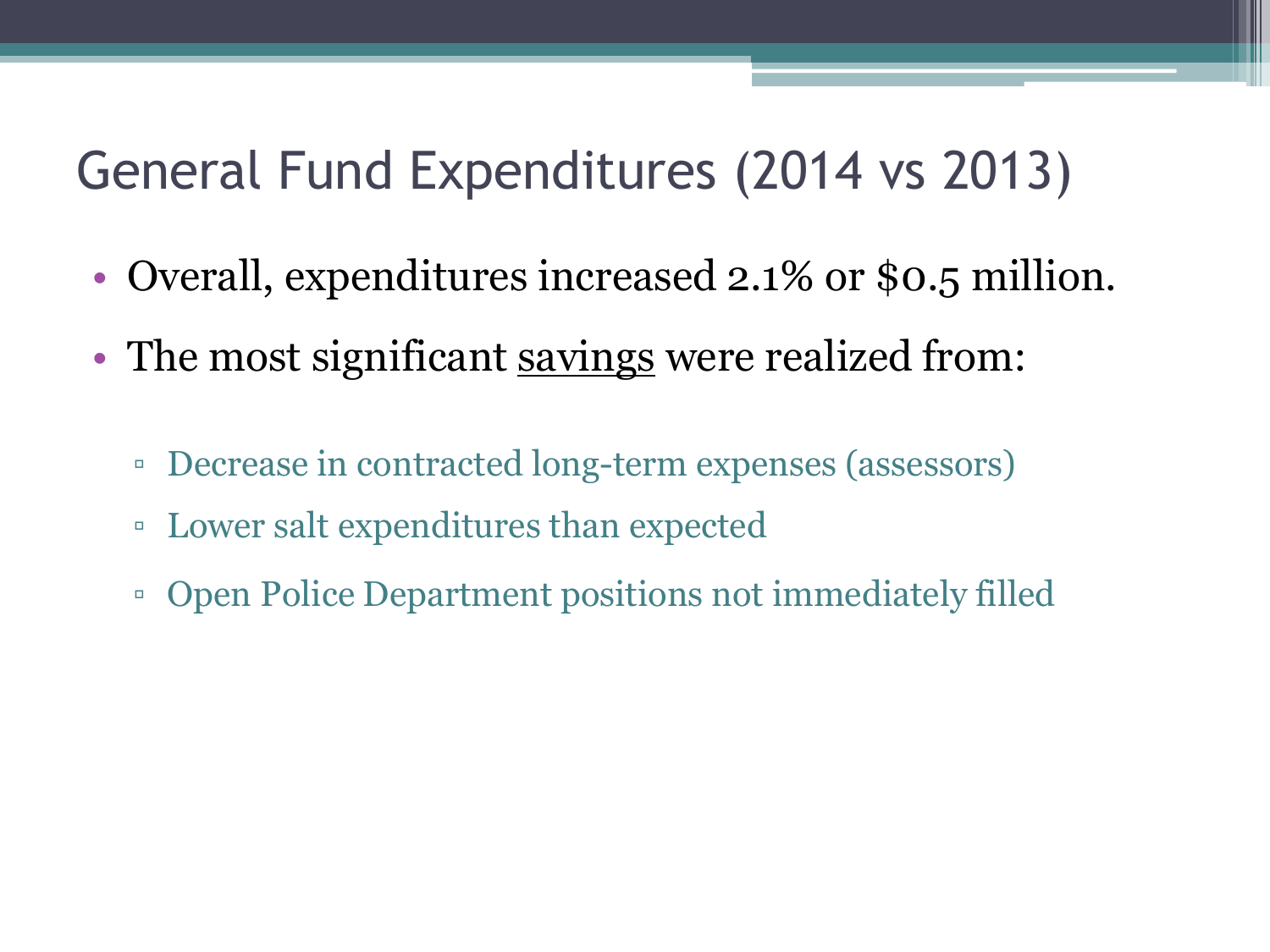# General Fund Expenditures (2014 vs 2013)

- Overall, expenditures increased 2.1% or $0.5 million.
- The most significant <u>savings</u> were realized from:
  - Decrease in contracted long-term expenses (assessors)
  - Lower salt expenditures than expected
  - Open Police Department positions not immediately filled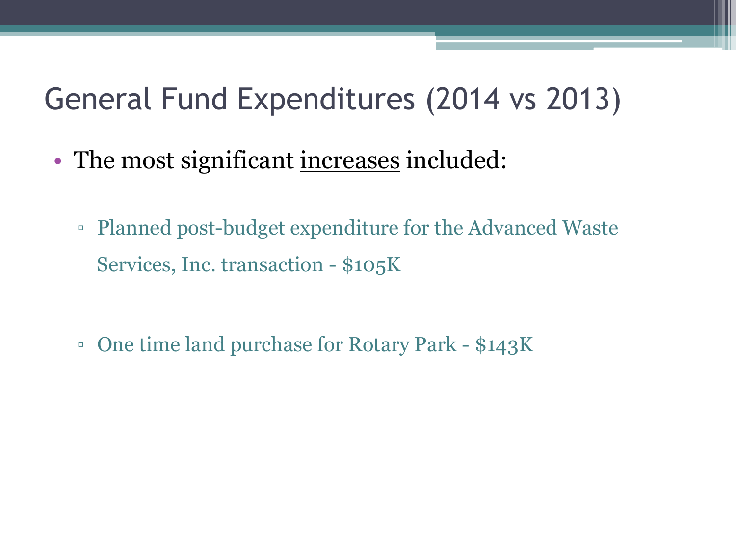# General Fund Expenditures (2014 vs 2013)

- The most significant <u>increases</u> included:
  - Planned post-budget expenditure for the Advanced Waste Services, Inc. transaction - $105K
  - One time land purchase for Rotary Park - $143K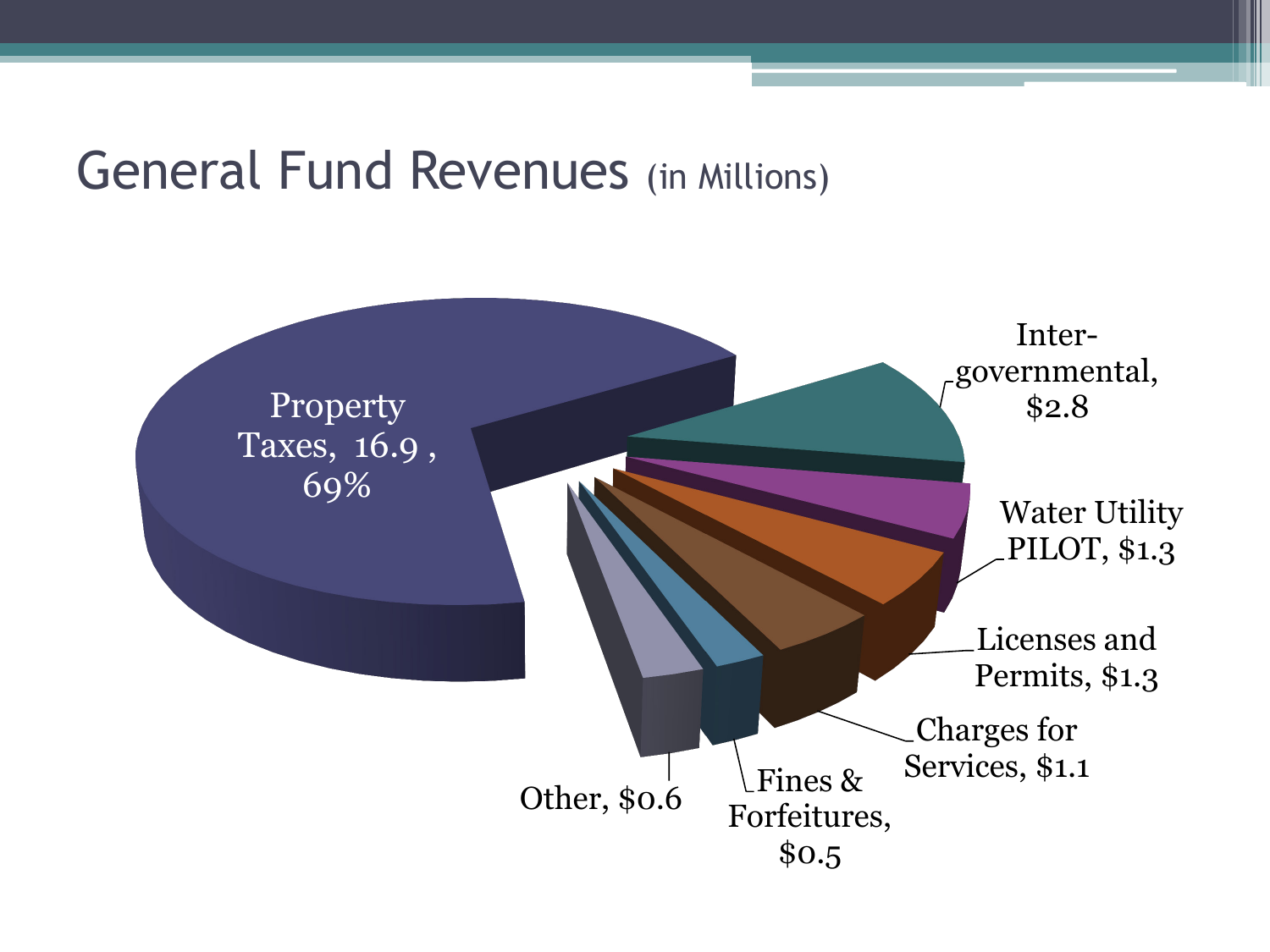# General Fund Revenues (in Millions)

Property Taxes, 16.9 , 69%

Inter-governmental, $2.8

Water Utility PILOT, $1.3

Licenses and Permits, $1.3

Charges for Services, $1.1

Fines & Forfeitures, $0.5

Other, $0.6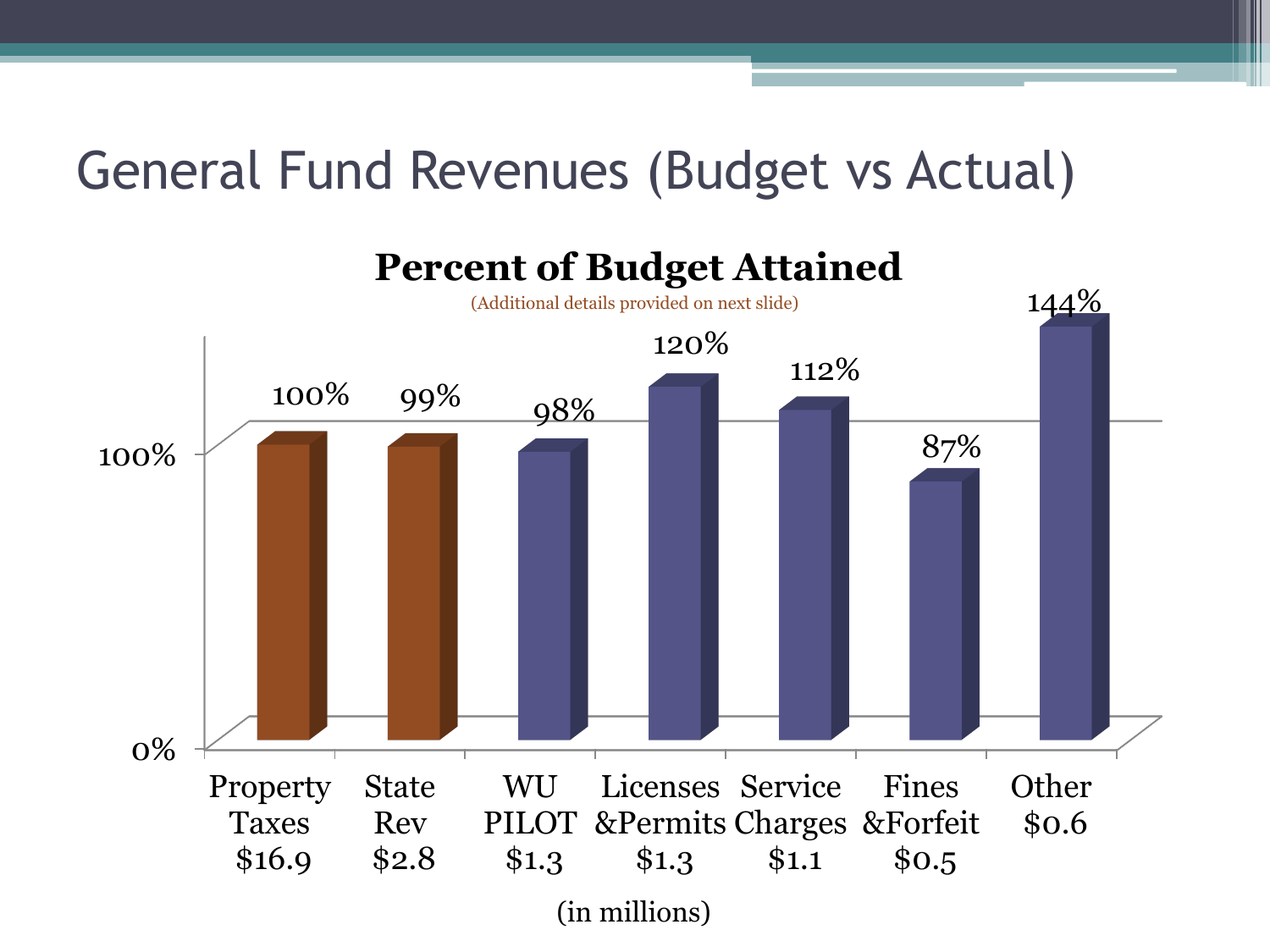# General Fund Revenues (Budget vs Actual)

**Percent of Budget Attained**

(Additional details provided on next slide)

| Category | Amount (in millions) | Percent of Budget Attained |
|---|---|---|
| Property Taxes | $16.9 | 100% |
| State Rev | $2.8 | 99% |
| WU PILOT | $1.3 | 98% |
| Licenses &Permits | $1.3 | 120% |
| Service Charges | $1.1 | 112% |
| Fines &Forfeit | $0.5 | 87% |
| Other | $0.6 | 144% |

(in millions)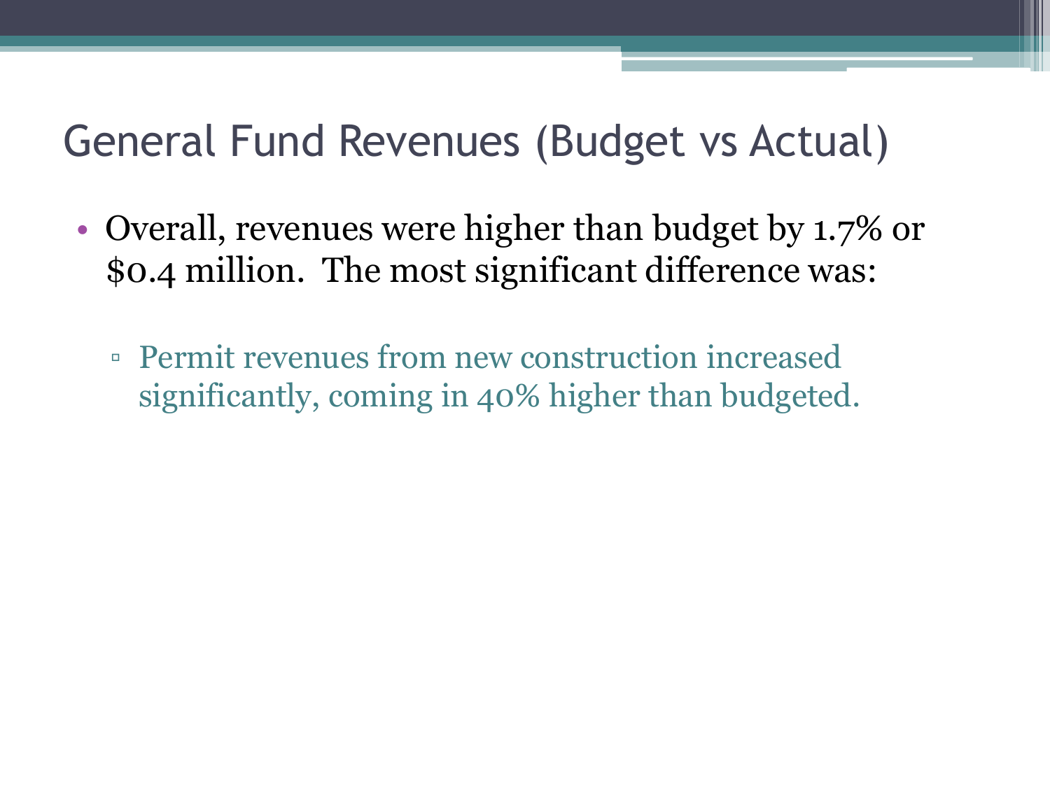# General Fund Revenues (Budget vs Actual)

- Overall, revenues were higher than budget by 1.7% or $0.4 million. The most significant difference was:
  - Permit revenues from new construction increased significantly, coming in 40% higher than budgeted.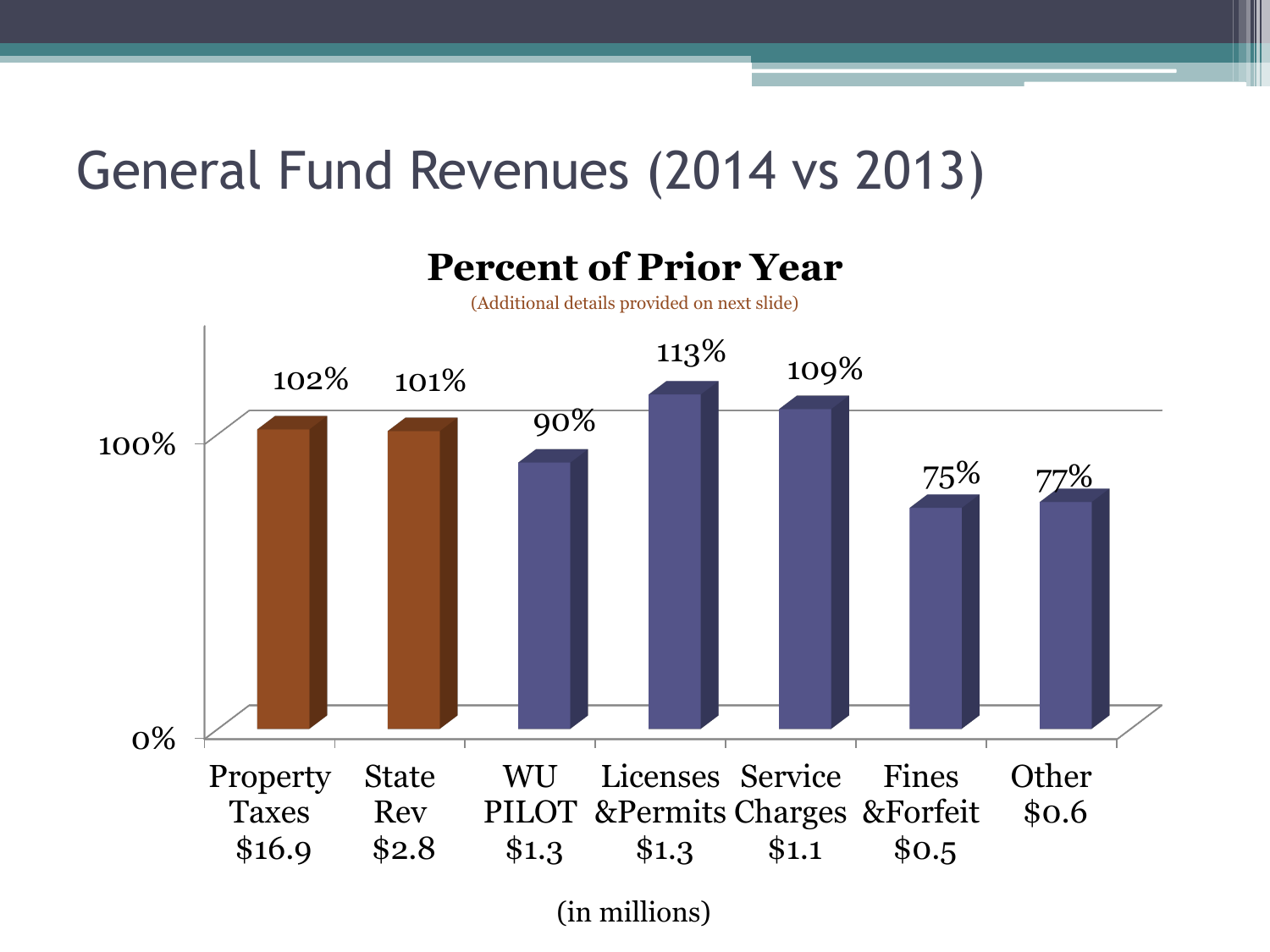# General Fund Revenues (2014 vs 2013)

## Percent of Prior Year

(Additional details provided on next slide)

| Category | Amount (in millions) | Percent of Prior Year |
|---|---|---|
| Property Taxes | $16.9 | 102% |
| State Rev | $2.8 | 101% |
| WU PILOT | $1.3 | 90% |
| Licenses &Permits | $1.3 | 113% |
| Service Charges | $1.1 | 109% |
| Fines &Forfeit | $0.5 | 75% |
| Other | $0.6 | 77% |

(in millions)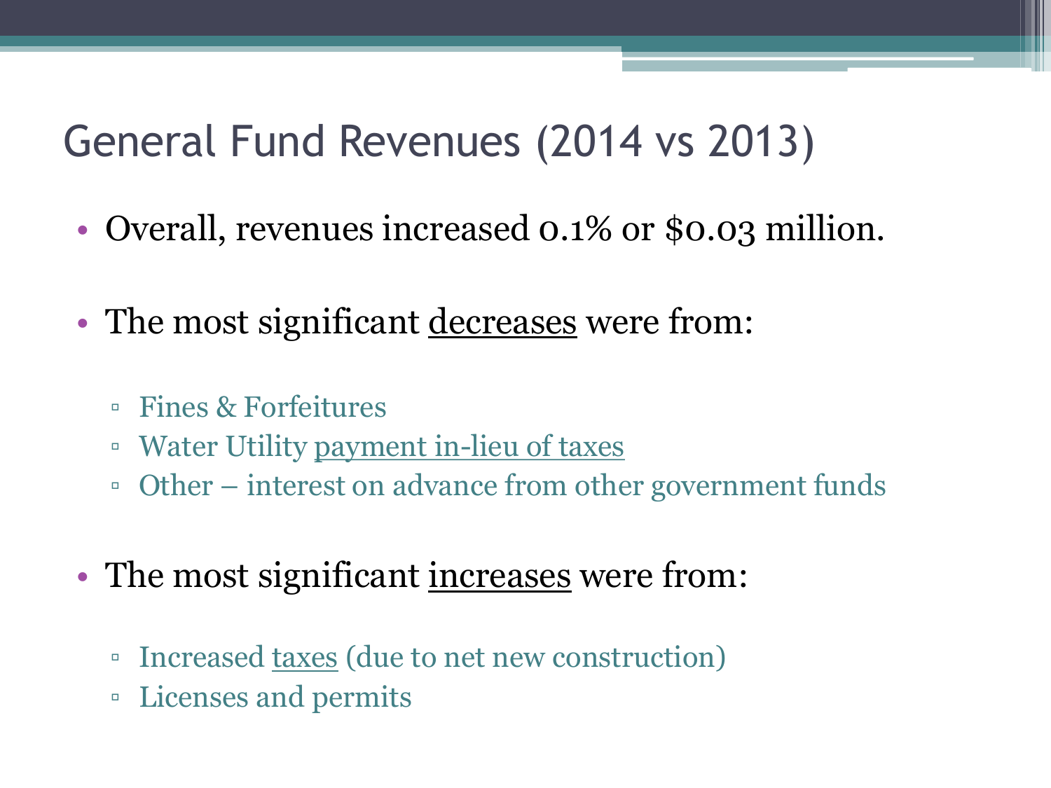# General Fund Revenues (2014 vs 2013)

- Overall, revenues increased 0.1% or $0.03 million.

- The most significant <u>decreases</u> were from:
  - Fines & Forfeitures
  - Water Utility <u>payment in-lieu of taxes</u>
  - Other – interest on advance from other government funds

- The most significant <u>increases</u> were from:
  - Increased <u>taxes</u> (due to net new construction)
  - Licenses and permits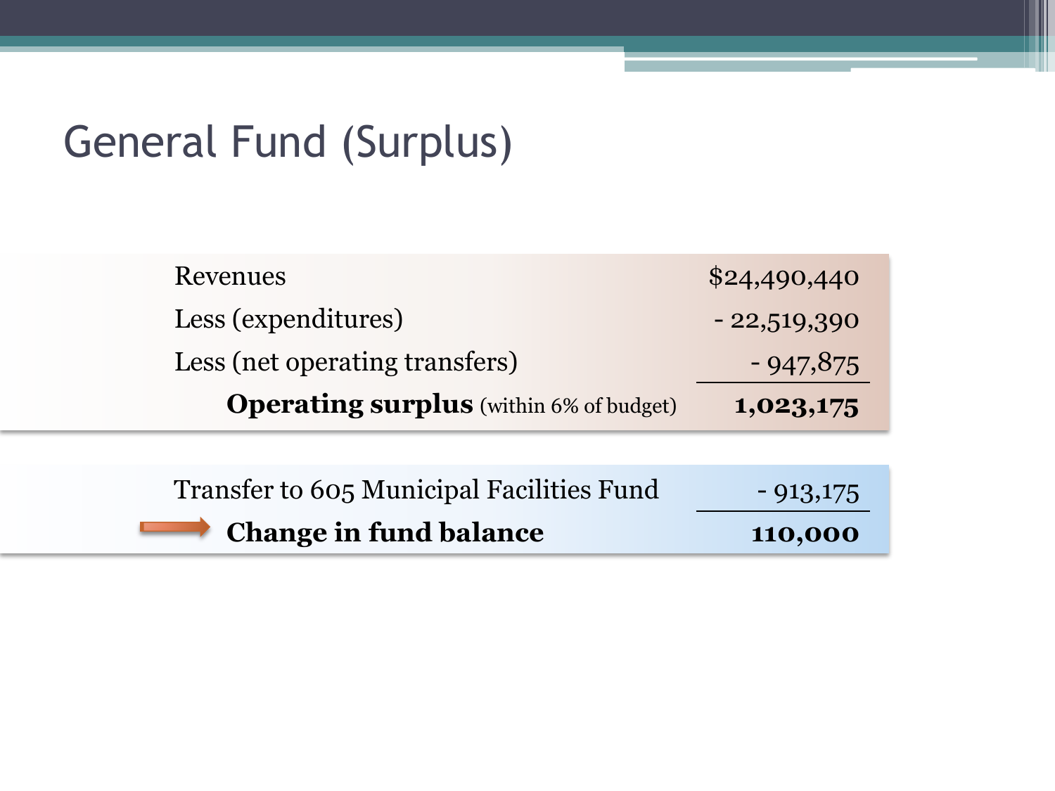# General Fund (Surplus)

| | |
|---|---|
| Revenues | $24,490,440 |
| Less (expenditures) | - 22,519,390 |
| Less (net operating transfers) | - 947,875 |
| **Operating surplus** (within 6% of budget) | **1,023,175** |

| | |
|---|---|
| Transfer to 605 Municipal Facilities Fund | - 913,175 |
| **Change in fund balance** | **110,000** |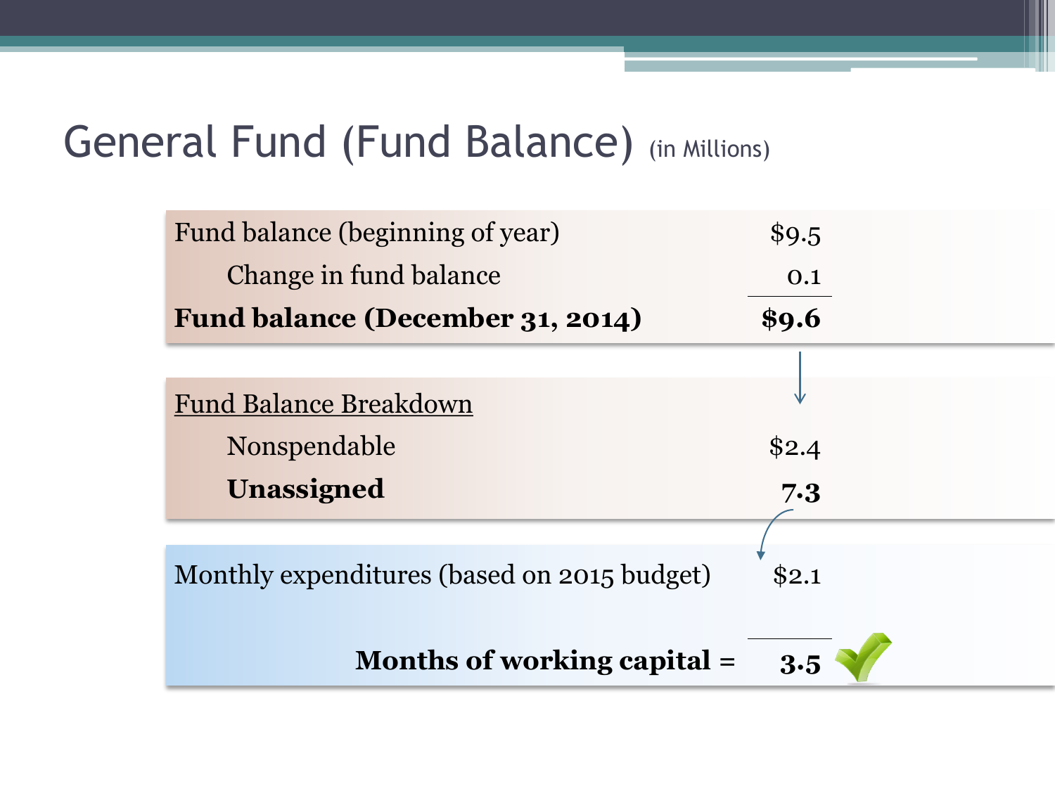# General Fund (Fund Balance) (in Millions)

| | |
|---|---|
| Fund balance (beginning of year) | $9.5 |
| Change in fund balance | 0.1 |
| **Fund balance (December 31, 2014)** | **$9.6** |

| Fund Balance Breakdown | |
|---|---|
| Nonspendable | $2.4 |
| **Unassigned** | **7.3** |

| | |
|---|---|
| Monthly expenditures (based on 2015 budget) | $2.1 |
| **Months of working capital =** | **3.5** |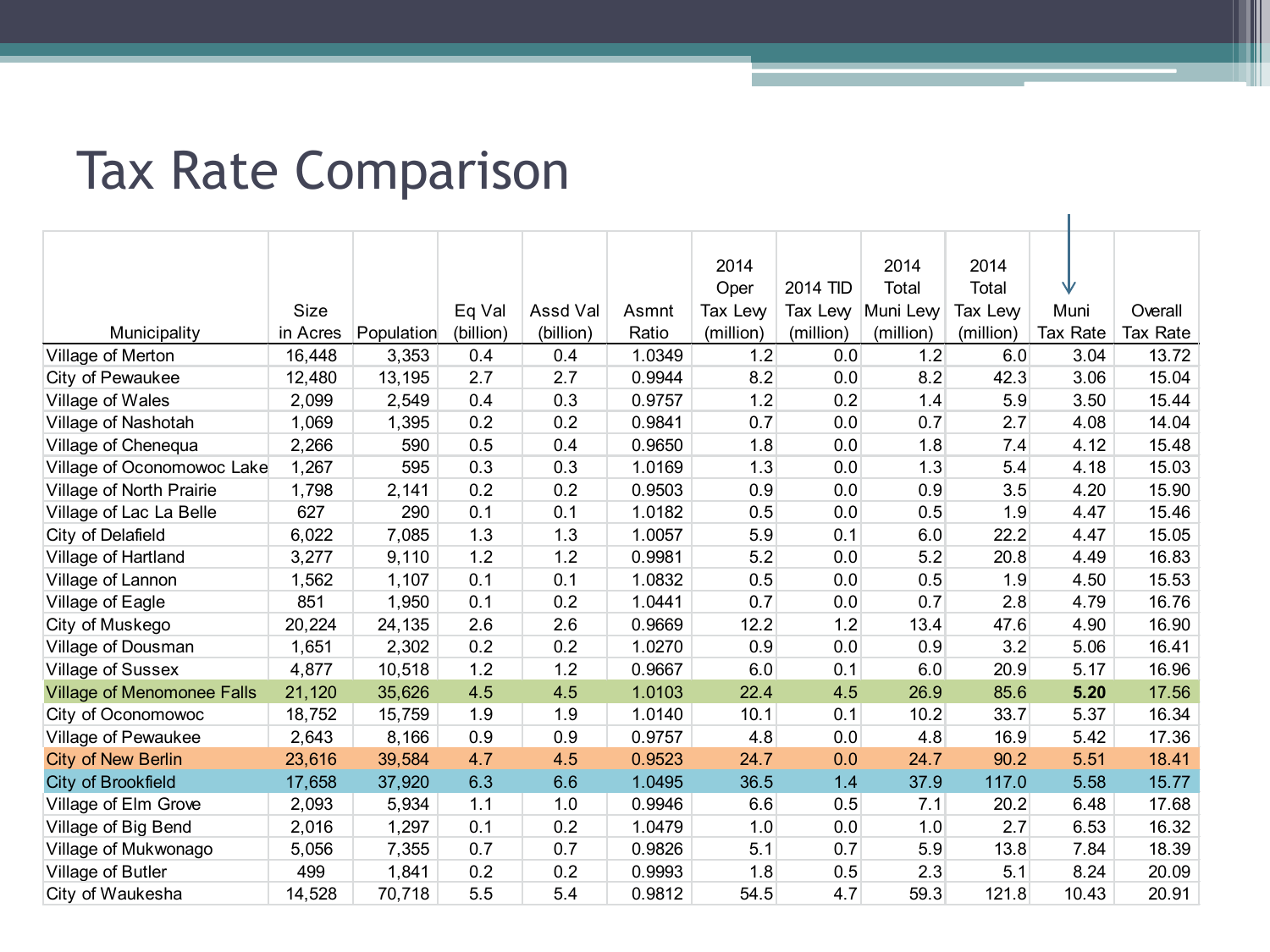# Tax Rate Comparison

| Municipality | Size in Acres | Population | Eq Val (billion) | Assd Val (billion) | Asmnt Ratio | 2014 Oper Tax Levy (million) | 2014 TID Tax Levy (million) | 2014 Total Muni Levy (million) | 2014 Total Tax Levy (million) | Muni Tax Rate | Overall Tax Rate |
|---|---|---|---|---|---|---|---|---|---|---|---|
| Village of Merton | 16,448 | 3,353 | 0.4 | 0.4 | 1.0349 | 1.2 | 0.0 | 1.2 | 6.0 | 3.04 | 13.72 |
| City of Pewaukee | 12,480 | 13,195 | 2.7 | 2.7 | 0.9944 | 8.2 | 0.0 | 8.2 | 42.3 | 3.06 | 15.04 |
| Village of Wales | 2,099 | 2,549 | 0.4 | 0.3 | 0.9757 | 1.2 | 0.2 | 1.4 | 5.9 | 3.50 | 15.44 |
| Village of Nashotah | 1,069 | 1,395 | 0.2 | 0.2 | 0.9841 | 0.7 | 0.0 | 0.7 | 2.7 | 4.08 | 14.04 |
| Village of Chenequa | 2,266 | 590 | 0.5 | 0.4 | 0.9650 | 1.8 | 0.0 | 1.8 | 7.4 | 4.12 | 15.48 |
| Village of Oconomowoc Lake | 1,267 | 595 | 0.3 | 0.3 | 1.0169 | 1.3 | 0.0 | 1.3 | 5.4 | 4.18 | 15.03 |
| Village of North Prairie | 1,798 | 2,141 | 0.2 | 0.2 | 0.9503 | 0.9 | 0.0 | 0.9 | 3.5 | 4.20 | 15.90 |
| Village of Lac La Belle | 627 | 290 | 0.1 | 0.1 | 1.0182 | 0.5 | 0.0 | 0.5 | 1.9 | 4.47 | 15.46 |
| City of Delafield | 6,022 | 7,085 | 1.3 | 1.3 | 1.0057 | 5.9 | 0.1 | 6.0 | 22.2 | 4.47 | 15.05 |
| Village of Hartland | 3,277 | 9,110 | 1.2 | 1.2 | 0.9981 | 5.2 | 0.0 | 5.2 | 20.8 | 4.49 | 16.83 |
| Village of Lannon | 1,562 | 1,107 | 0.1 | 0.1 | 1.0832 | 0.5 | 0.0 | 0.5 | 1.9 | 4.50 | 15.53 |
| Village of Eagle | 851 | 1,950 | 0.1 | 0.2 | 1.0441 | 0.7 | 0.0 | 0.7 | 2.8 | 4.79 | 16.76 |
| City of Muskego | 20,224 | 24,135 | 2.6 | 2.6 | 0.9669 | 12.2 | 1.2 | 13.4 | 47.6 | 4.90 | 16.90 |
| Village of Dousman | 1,651 | 2,302 | 0.2 | 0.2 | 1.0270 | 0.9 | 0.0 | 0.9 | 3.2 | 5.06 | 16.41 |
| Village of Sussex | 4,877 | 10,518 | 1.2 | 1.2 | 0.9667 | 6.0 | 0.1 | 6.0 | 20.9 | 5.17 | 16.96 |
| Village of Menomonee Falls | 21,120 | 35,626 | 4.5 | 4.5 | 1.0103 | 22.4 | 4.5 | 26.9 | 85.6 | **5.20** | 17.56 |
| City of Oconomowoc | 18,752 | 15,759 | 1.9 | 1.9 | 1.0140 | 10.1 | 0.1 | 10.2 | 33.7 | 5.37 | 16.34 |
| Village of Pewaukee | 2,643 | 8,166 | 0.9 | 0.9 | 0.9757 | 4.8 | 0.0 | 4.8 | 16.9 | 5.42 | 17.36 |
| City of New Berlin | 23,616 | 39,584 | 4.7 | 4.5 | 0.9523 | 24.7 | 0.0 | 24.7 | 90.2 | 5.51 | 18.41 |
| City of Brookfield | 17,658 | 37,920 | 6.3 | 6.6 | 1.0495 | 36.5 | 1.4 | 37.9 | 117.0 | 5.58 | 15.77 |
| Village of Elm Grove | 2,093 | 5,934 | 1.1 | 1.0 | 0.9946 | 6.6 | 0.5 | 7.1 | 20.2 | 6.48 | 17.68 |
| Village of Big Bend | 2,016 | 1,297 | 0.1 | 0.2 | 1.0479 | 1.0 | 0.0 | 1.0 | 2.7 | 6.53 | 16.32 |
| Village of Mukwonago | 5,056 | 7,355 | 0.7 | 0.7 | 0.9826 | 5.1 | 0.7 | 5.9 | 13.8 | 7.84 | 18.39 |
| Village of Butler | 499 | 1,841 | 0.2 | 0.2 | 0.9993 | 1.8 | 0.5 | 2.3 | 5.1 | 8.24 | 20.09 |
| City of Waukesha | 14,528 | 70,718 | 5.5 | 5.4 | 0.9812 | 54.5 | 4.7 | 59.3 | 121.8 | 10.43 | 20.91 |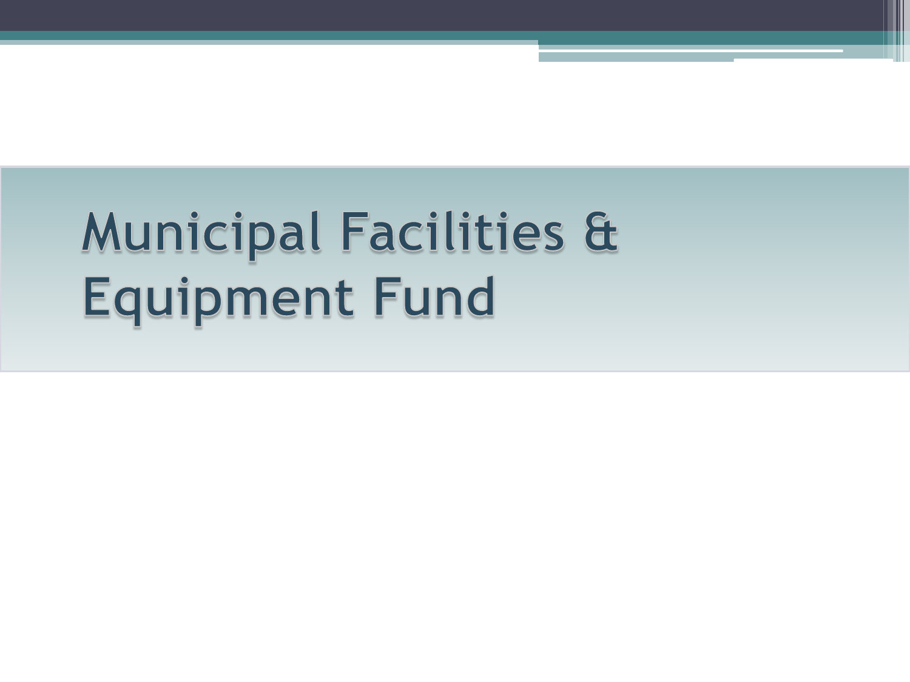# Municipal Facilities & Equipment Fund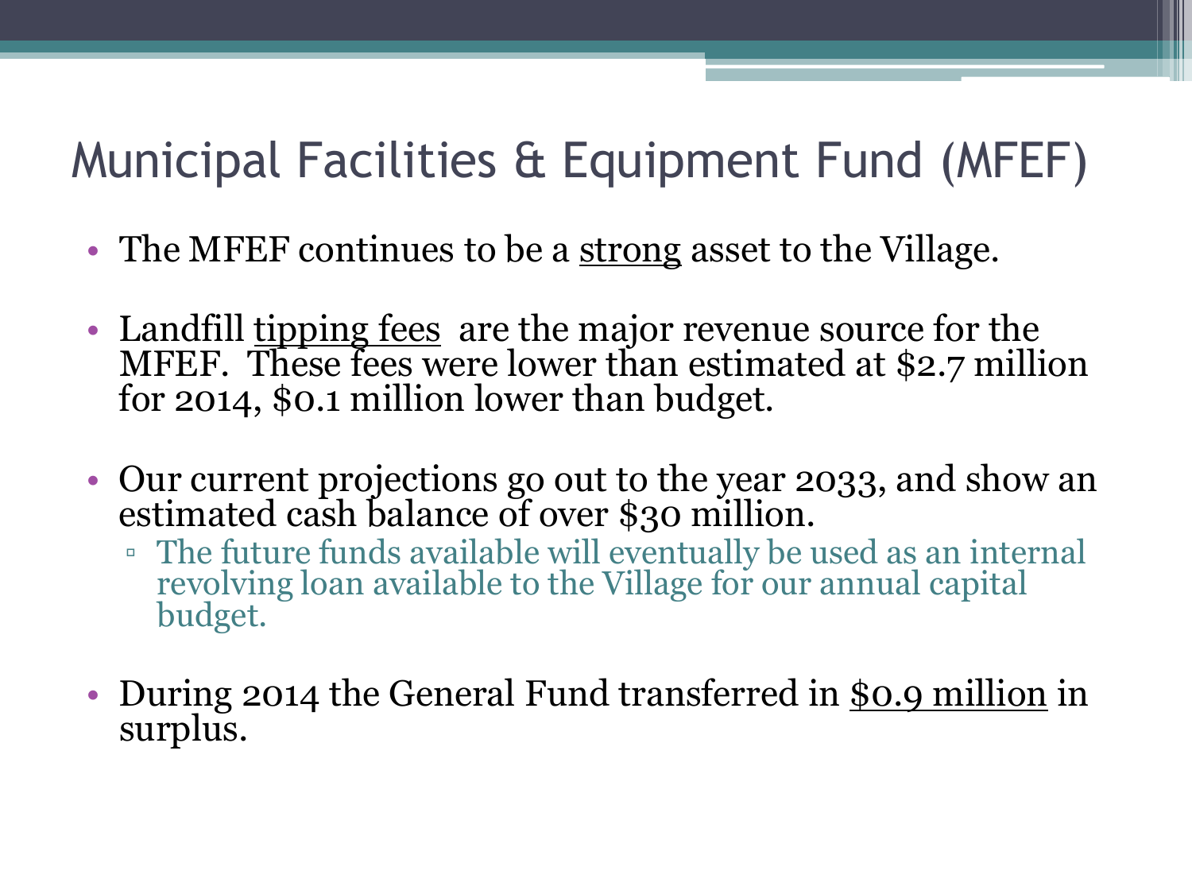# Municipal Facilities & Equipment Fund (MFEF)

- The MFEF continues to be a strong asset to the Village.
- Landfill tipping fees are the major revenue source for the MFEF. These fees were lower than estimated at $2.7 million for 2014, $0.1 million lower than budget.
- Our current projections go out to the year 2033, and show an estimated cash balance of over $30 million.
  - The future funds available will eventually be used as an internal revolving loan available to the Village for our annual capital budget.
- During 2014 the General Fund transferred in $0.9 million in surplus.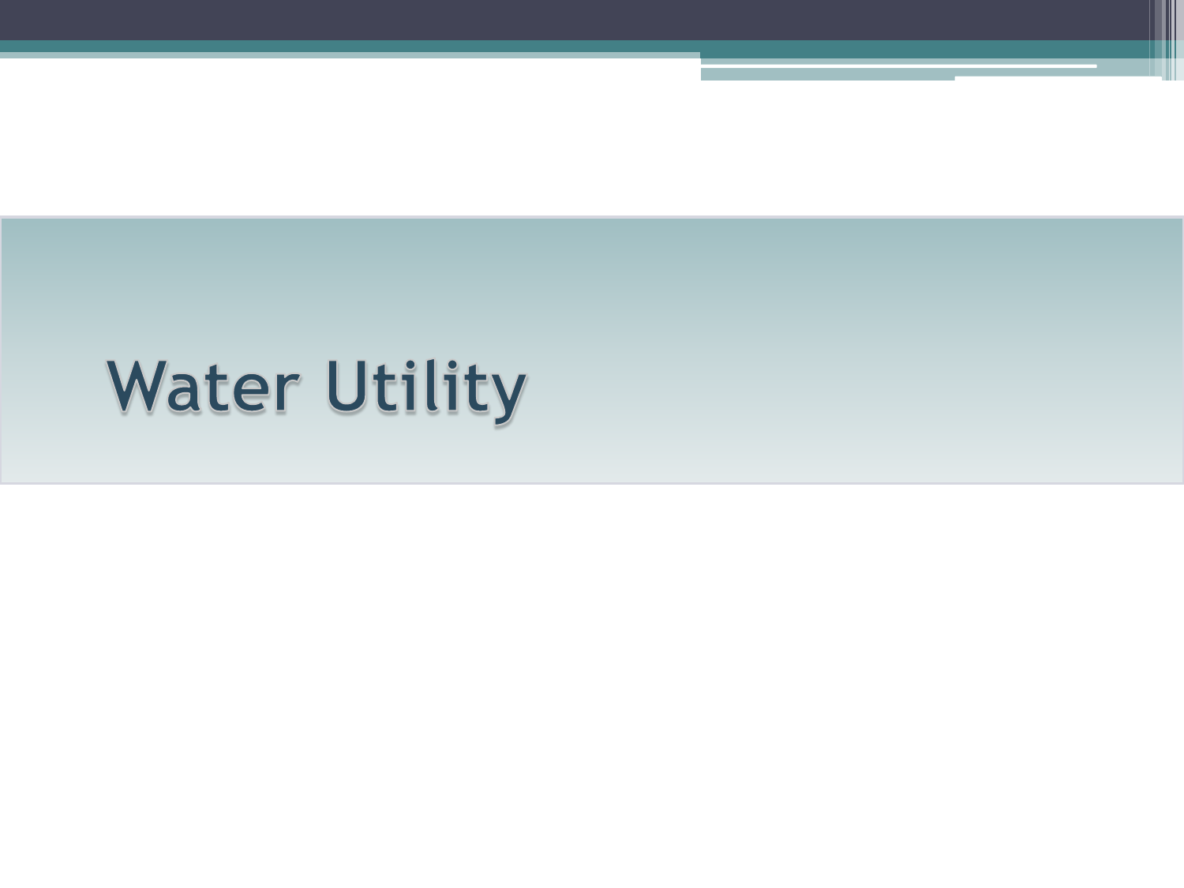# Water Utility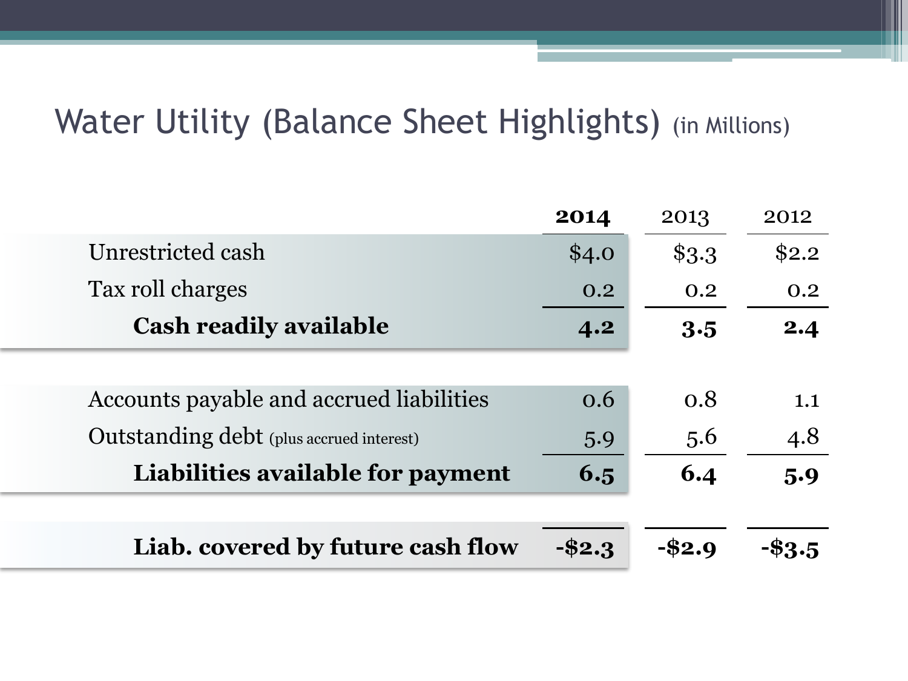# Water Utility (Balance Sheet Highlights) (in Millions)

| | **2014** | 2013 | 2012 |
|---|---|---|---|
| Unrestricted cash | $4.0 | $3.3 | $2.2 |
| Tax roll charges | 0.2 | 0.2 | 0.2 |
| **Cash readily available** | **4.2** | **3.5** | **2.4** |
| | | | |
| Accounts payable and accrued liabilities | 0.6 | 0.8 | 1.1 |
| Outstanding debt (plus accrued interest) | 5.9 | 5.6 | 4.8 |
| **Liabilities available for payment** | **6.5** | **6.4** | **5.9** |
| | | | |
| **Liab. covered by future cash flow** | **-$2.3** | **-$2.9** | **-$3.5** |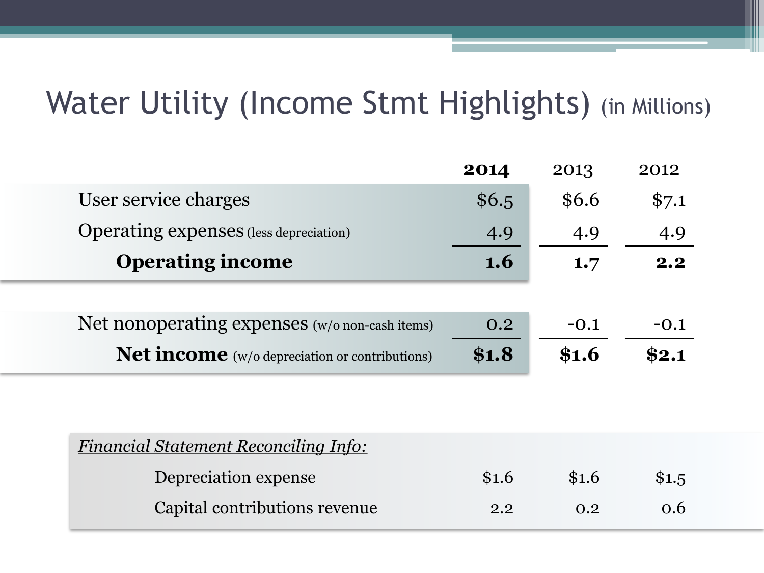# Water Utility (Income Stmt Highlights) (in Millions)

| | **2014** | 2013 | 2012 |
|---|---|---|---|
| User service charges | $6.5 | $6.6 | $7.1 |
| Operating expenses (less depreciation) | 4.9 | 4.9 | 4.9 |
| **Operating income** | **1.6** | **1.7** | **2.2** |
| | | | |
| Net nonoperating expenses (w/o non-cash items) | 0.2 | -0.1 | -0.1 |
| **Net income** (w/o depreciation or contributions) | **$1.8** | **$1.6** | **$2.1** |

| *Financial Statement Reconciling Info:* | | | |
|---|---|---|---|
| Depreciation expense | $1.6 | $1.6 | $1.5 |
| Capital contributions revenue | 2.2 | 0.2 | 0.6 |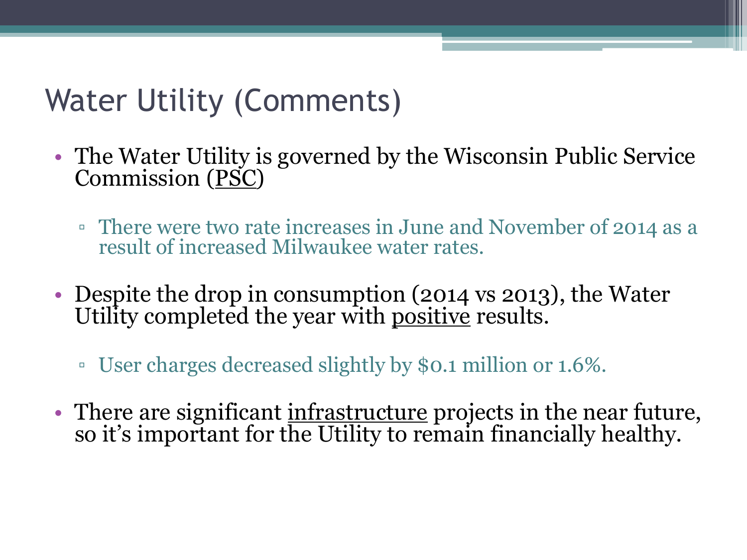# Water Utility (Comments)

- The Water Utility is governed by the Wisconsin Public Service Commission (PSC)
  - There were two rate increases in June and November of 2014 as a result of increased Milwaukee water rates.
- Despite the drop in consumption (2014 vs 2013), the Water Utility completed the year with positive results.
  - User charges decreased slightly by $0.1 million or 1.6%.
- There are significant infrastructure projects in the near future, so it's important for the Utility to remain financially healthy.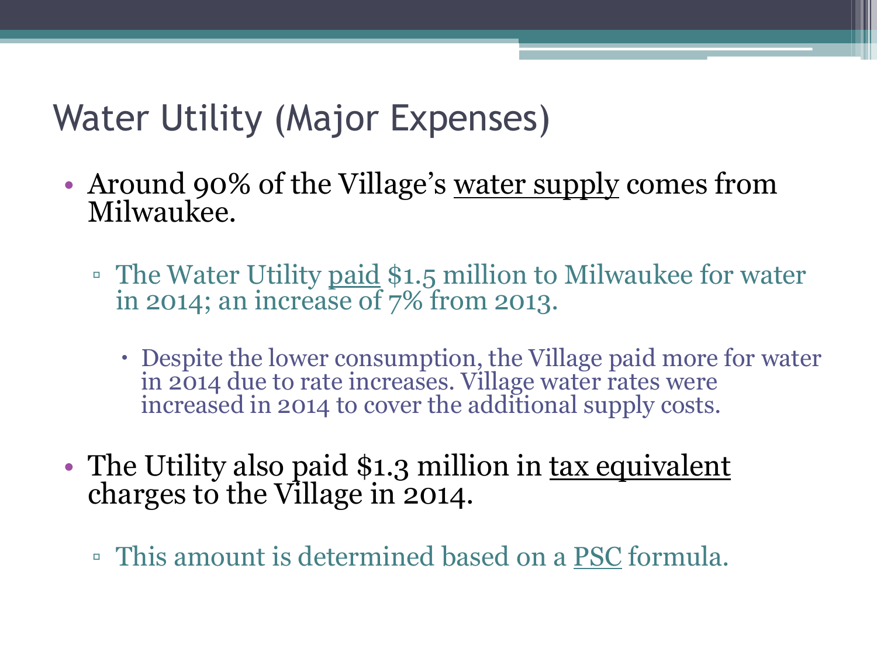# Water Utility (Major Expenses)

- Around 90% of the Village's water supply comes from Milwaukee.
  - The Water Utility paid $1.5 million to Milwaukee for water in 2014; an increase of 7% from 2013.
    - Despite the lower consumption, the Village paid more for water in 2014 due to rate increases. Village water rates were increased in 2014 to cover the additional supply costs.
- The Utility also paid $1.3 million in tax equivalent charges to the Village in 2014.
  - This amount is determined based on a PSC formula.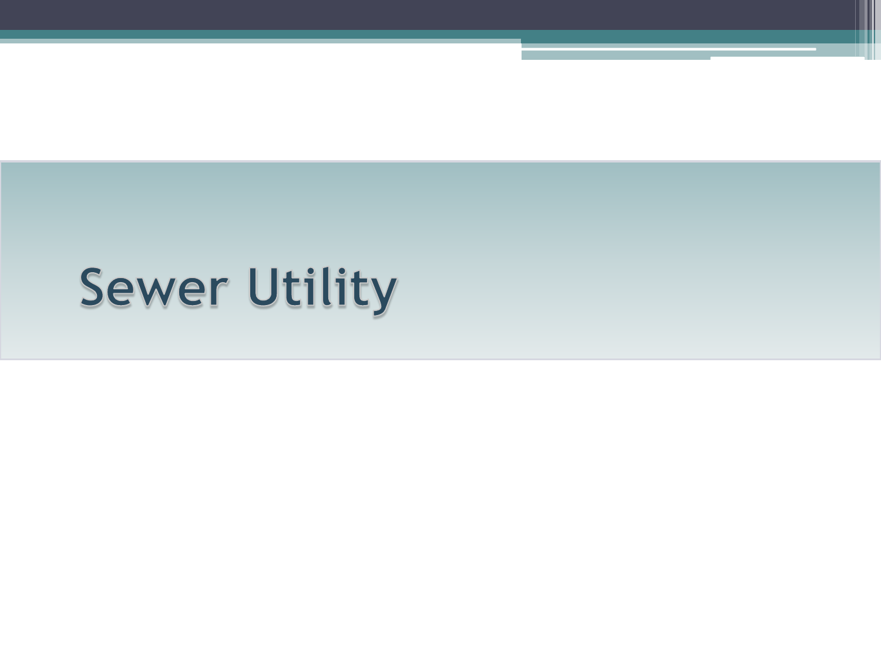# Sewer Utility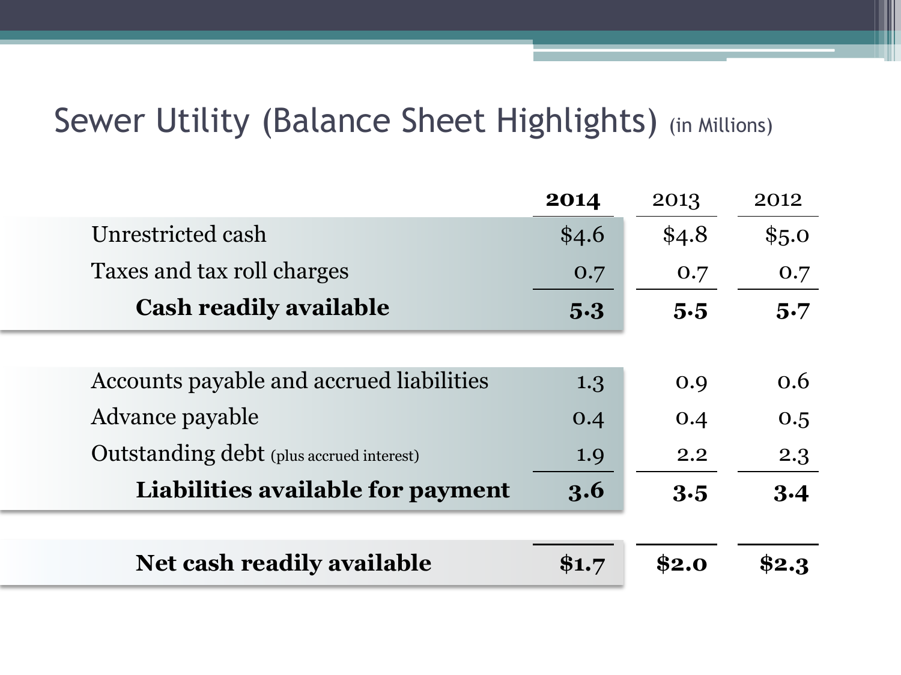## Sewer Utility (Balance Sheet Highlights) (in Millions)

| | **2014** | 2013 | 2012 |
|---|---|---|---|
| Unrestricted cash | $4.6 | $4.8 | $5.0 |
| Taxes and tax roll charges | 0.7 | 0.7 | 0.7 |
| **Cash readily available** | **5.3** | **5.5** | **5.7** |
| | | | |
| Accounts payable and accrued liabilities | 1.3 | 0.9 | 0.6 |
| Advance payable | 0.4 | 0.4 | 0.5 |
| Outstanding debt (plus accrued interest) | 1.9 | 2.2 | 2.3 |
| **Liabilities available for payment** | **3.6** | **3.5** | **3.4** |
| | | | |
| **Net cash readily available** | **$1.7** | **$2.0** | **$2.3** |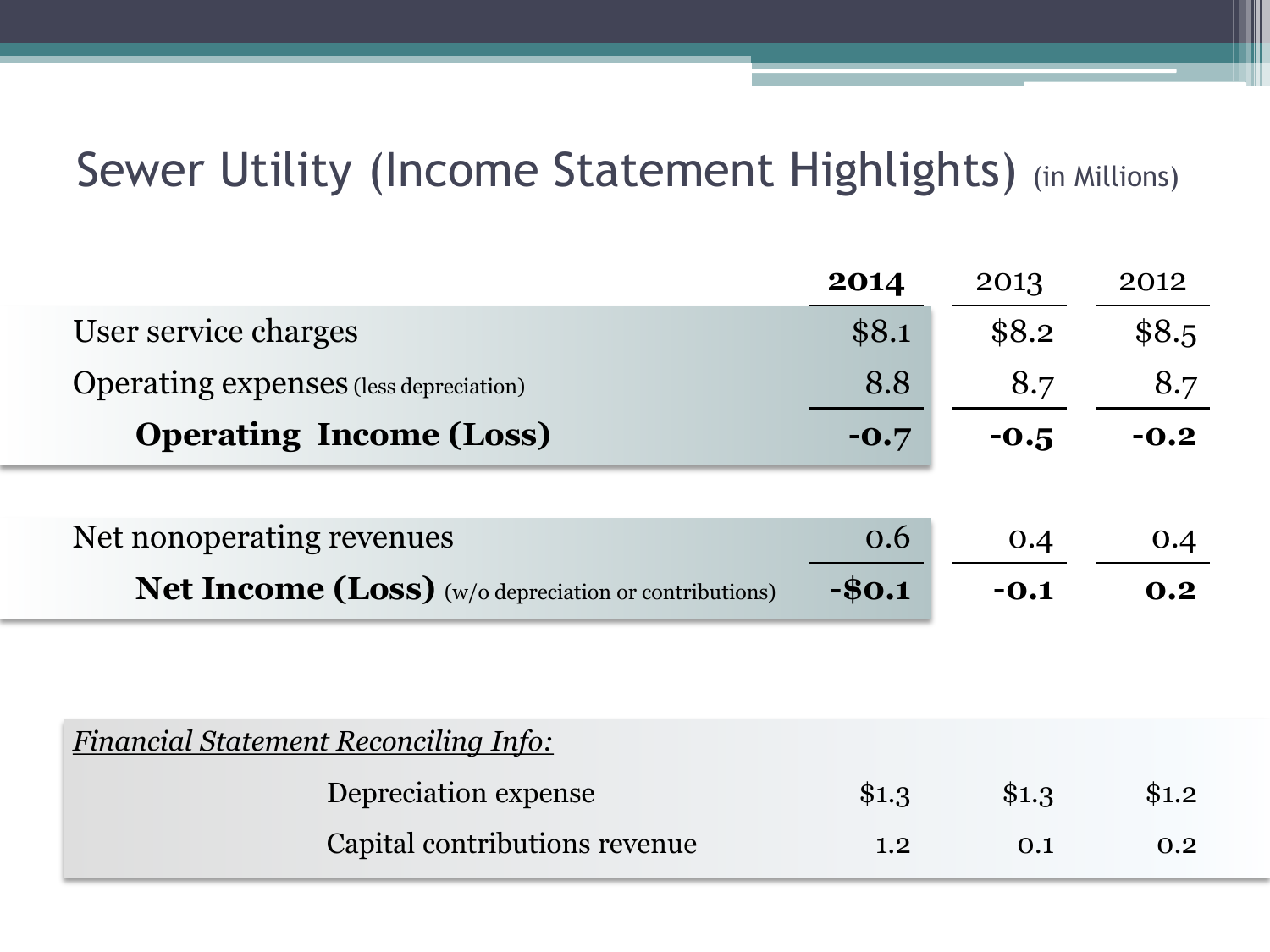# Sewer Utility (Income Statement Highlights) (in Millions)

| | **2014** | 2013 | 2012 |
|---|---|---|---|
| User service charges | $8.1 | $8.2 | $8.5 |
| Operating expenses (less depreciation) | 8.8 | 8.7 | 8.7 |
| **Operating Income (Loss)** | **-0.7** | **-0.5** | **-0.2** |
| | | | |
| Net nonoperating revenues | 0.6 | 0.4 | 0.4 |
| **Net Income (Loss)** (w/o depreciation or contributions) | **-$0.1** | **-0.1** | **0.2** |

*Financial Statement Reconciling Info:*

| | 2014 | 2013 | 2012 |
|---|---|---|---|
| Depreciation expense | $1.3 | $1.3 | $1.2 |
| Capital contributions revenue | 1.2 | 0.1 | 0.2 |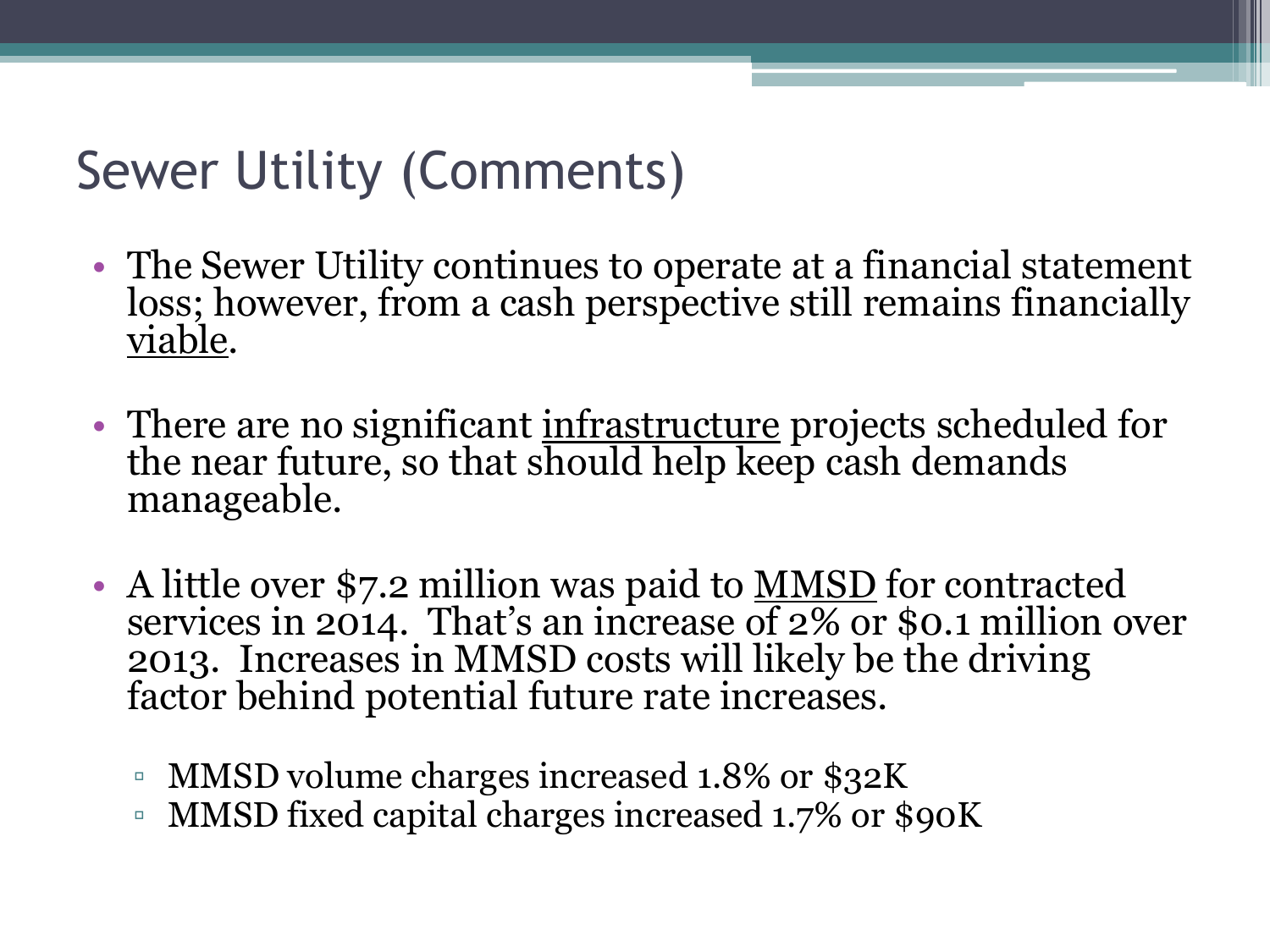# Sewer Utility (Comments)

- The Sewer Utility continues to operate at a financial statement loss; however, from a cash perspective still remains financially viable.
- There are no significant infrastructure projects scheduled for the near future, so that should help keep cash demands manageable.
- A little over $7.2 million was paid to MMSD for contracted services in 2014. That's an increase of 2% or $0.1 million over 2013. Increases in MMSD costs will likely be the driving factor behind potential future rate increases.
  - MMSD volume charges increased 1.8% or $32K
  - MMSD fixed capital charges increased 1.7% or $90K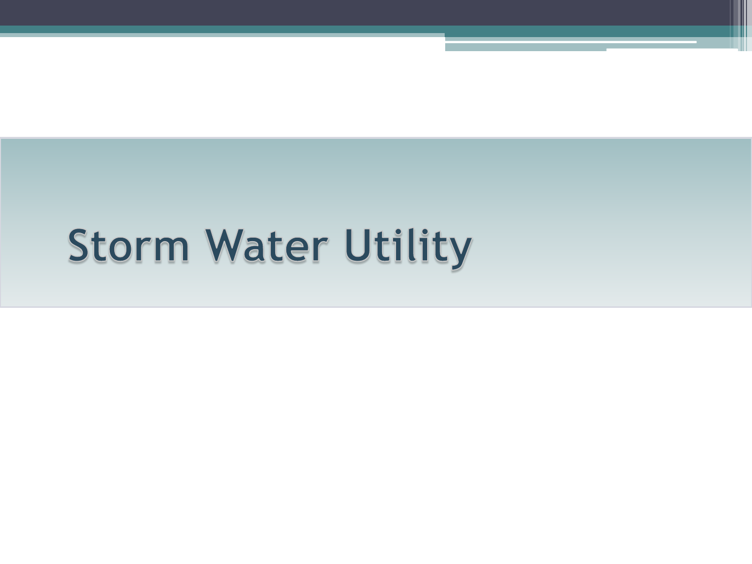# Storm Water Utility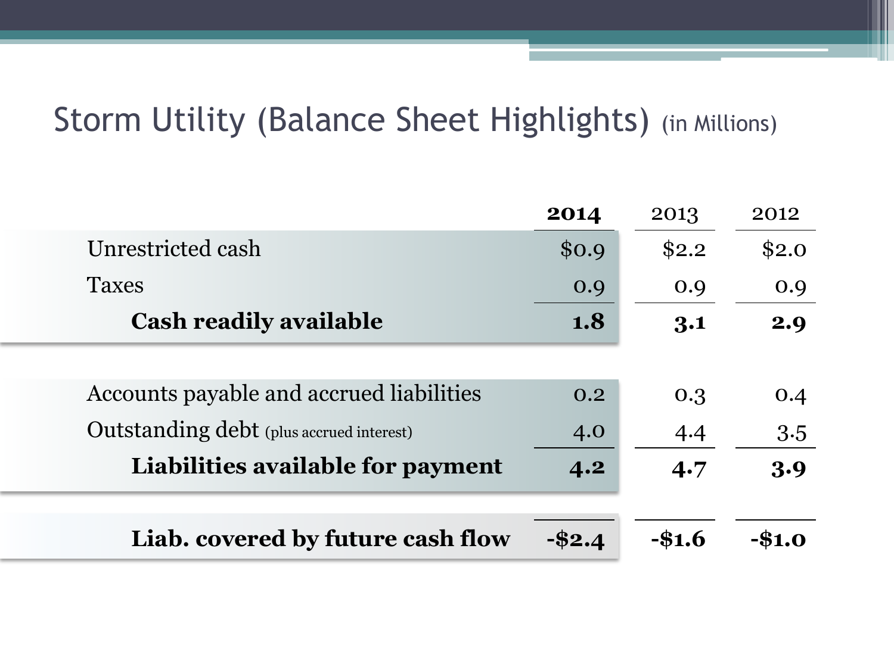# Storm Utility (Balance Sheet Highlights) (in Millions)

| | **2014** | 2013 | 2012 |
|---|---|---|---|
| Unrestricted cash | $0.9 | $2.2 | $2.0 |
| Taxes | 0.9 | 0.9 | 0.9 |
| **Cash readily available** | **1.8** | **3.1** | **2.9** |
| | | | |
| Accounts payable and accrued liabilities | 0.2 | 0.3 | 0.4 |
| Outstanding debt (plus accrued interest) | 4.0 | 4.4 | 3.5 |
| **Liabilities available for payment** | **4.2** | **4.7** | **3.9** |
| | | | |
| **Liab. covered by future cash flow** | **-$2.4** | **-$1.6** | **-$1.0** |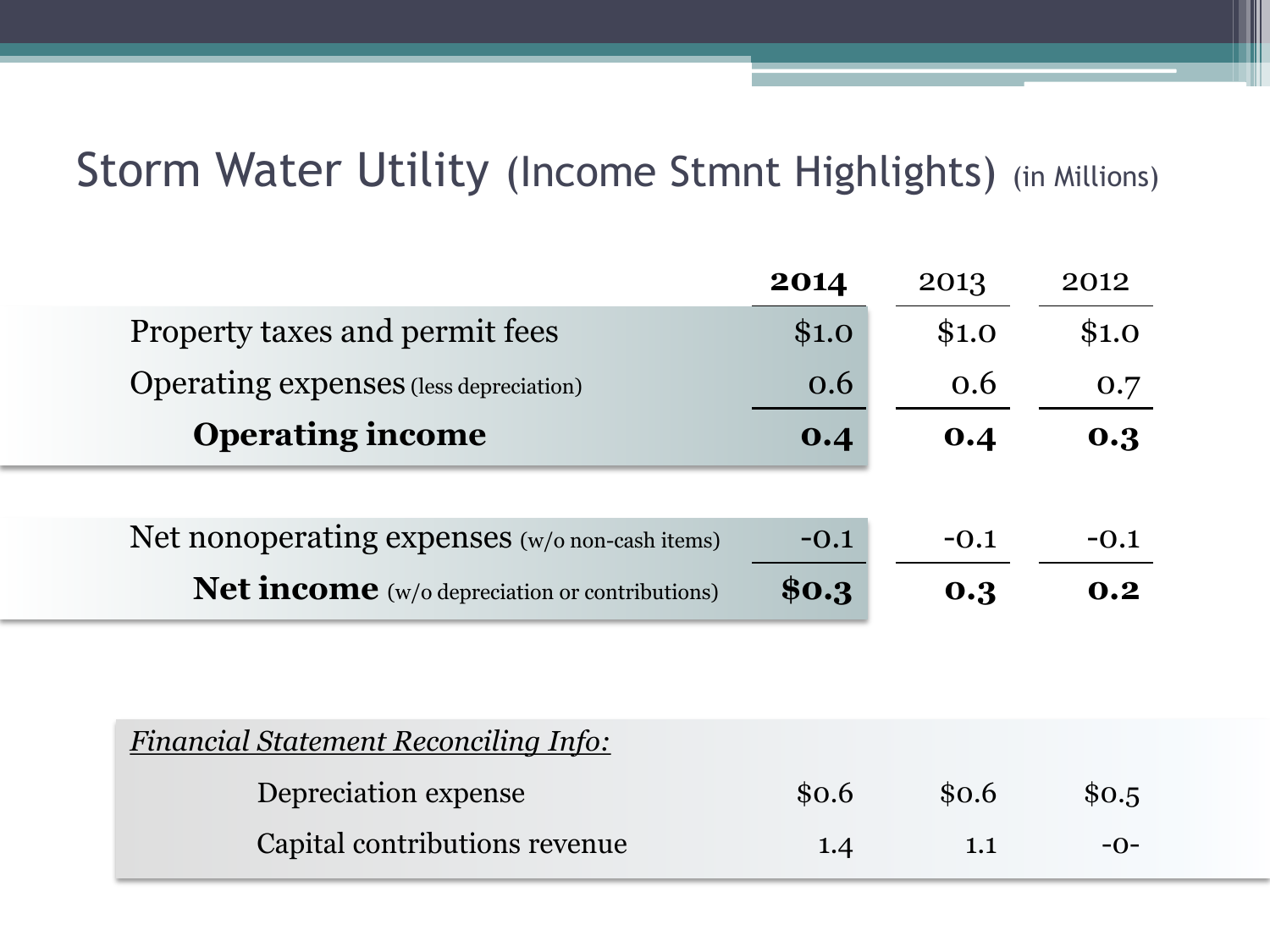# Storm Water Utility (Income Stmnt Highlights) (in Millions)

| | **2014** | 2013 | 2012 |
|---|---|---|---|
| Property taxes and permit fees | $1.0 | $1.0 | $1.0 |
| Operating expenses (less depreciation) | 0.6 | 0.6 | 0.7 |
| **Operating income** | **0.4** | **0.4** | **0.3** |
| | | | |
| Net nonoperating expenses (w/o non-cash items) | -0.1 | -0.1 | -0.1 |
| **Net income** (w/o depreciation or contributions) | **$0.3** | **0.3** | **0.2** |

*Financial Statement Reconciling Info:*

| | 2014 | 2013 | 2012 |
|---|---|---|---|
| Depreciation expense | $0.6 | $0.6 | $0.5 |
| Capital contributions revenue | 1.4 | 1.1 | -0- |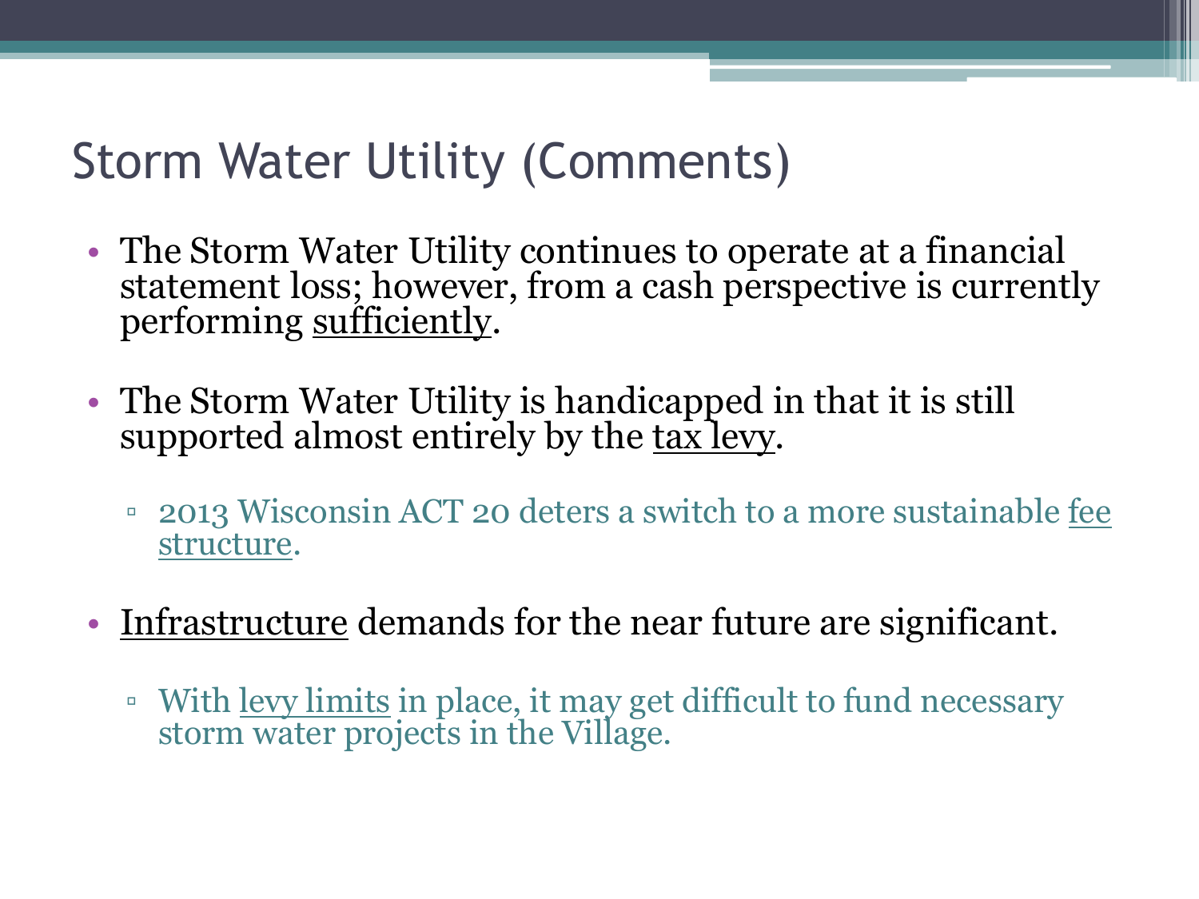# Storm Water Utility (Comments)

- The Storm Water Utility continues to operate at a financial statement loss; however, from a cash perspective is currently performing <u>sufficiently</u>.
- The Storm Water Utility is handicapped in that it is still supported almost entirely by the <u>tax levy</u>.
  - 2013 Wisconsin ACT 20 deters a switch to a more sustainable <u>fee structure</u>.
- <u>Infrastructure</u> demands for the near future are significant.
  - With <u>levy limits</u> in place, it may get difficult to fund necessary storm water projects in the Village.